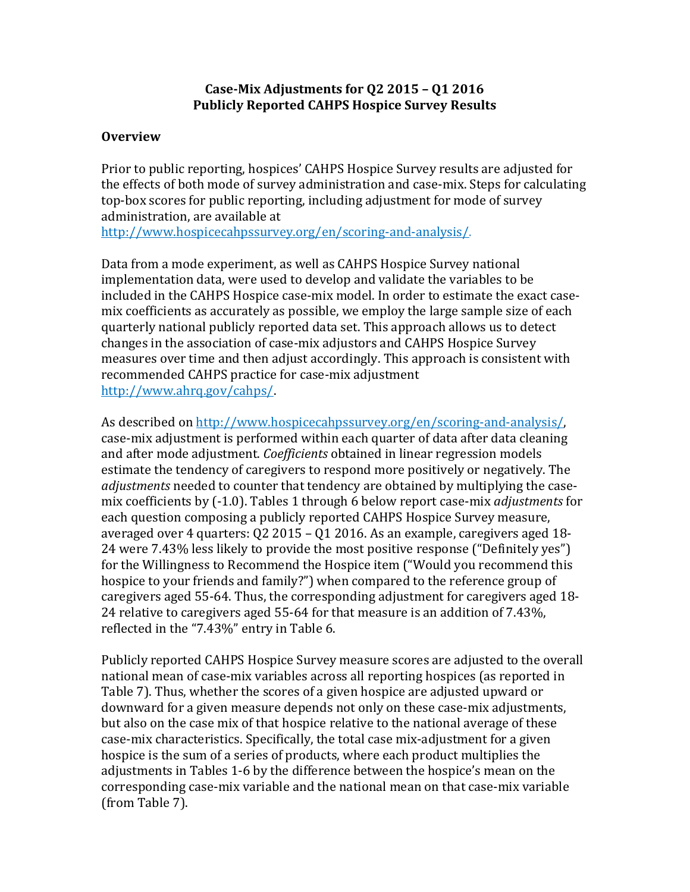# Case-Mix Adjustments for Q2 2015 – Q1 2016
# Publicly Reported CAHPS Hospice Survey Results

## Overview

Prior to public reporting, hospices' CAHPS Hospice Survey results are adjusted for the effects of both mode of survey administration and case-mix. Steps for calculating top-box scores for public reporting, including adjustment for mode of survey administration, are available at http://www.hospicecahpssurvey.org/en/scoring-and-analysis/.

Data from a mode experiment, as well as CAHPS Hospice Survey national implementation data, were used to develop and validate the variables to be included in the CAHPS Hospice case-mix model. In order to estimate the exact case-mix coefficients as accurately as possible, we employ the large sample size of each quarterly national publicly reported data set. This approach allows us to detect changes in the association of case-mix adjustors and CAHPS Hospice Survey measures over time and then adjust accordingly. This approach is consistent with recommended CAHPS practice for case-mix adjustment http://www.ahrq.gov/cahps/.

As described on http://www.hospicecahpssurvey.org/en/scoring-and-analysis/, case-mix adjustment is performed within each quarter of data after data cleaning and after mode adjustment. *Coefficients* obtained in linear regression models estimate the tendency of caregivers to respond more positively or negatively. The *adjustments* needed to counter that tendency are obtained by multiplying the case-mix coefficients by (-1.0). Tables 1 through 6 below report case-mix *adjustments* for each question composing a publicly reported CAHPS Hospice Survey measure, averaged over 4 quarters: Q2 2015 – Q1 2016. As an example, caregivers aged 18-24 were 7.43% less likely to provide the most positive response ("Definitely yes") for the Willingness to Recommend the Hospice item ("Would you recommend this hospice to your friends and family?") when compared to the reference group of caregivers aged 55-64. Thus, the corresponding adjustment for caregivers aged 18-24 relative to caregivers aged 55-64 for that measure is an addition of 7.43%, reflected in the "7.43%" entry in Table 6.

Publicly reported CAHPS Hospice Survey measure scores are adjusted to the overall national mean of case-mix variables across all reporting hospices (as reported in Table 7). Thus, whether the scores of a given hospice are adjusted upward or downward for a given measure depends not only on these case-mix adjustments, but also on the case mix of that hospice relative to the national average of these case-mix characteristics. Specifically, the total case mix-adjustment for a given hospice is the sum of a series of products, where each product multiplies the adjustments in Tables 1-6 by the difference between the hospice's mean on the corresponding case-mix variable and the national mean on that case-mix variable (from Table 7).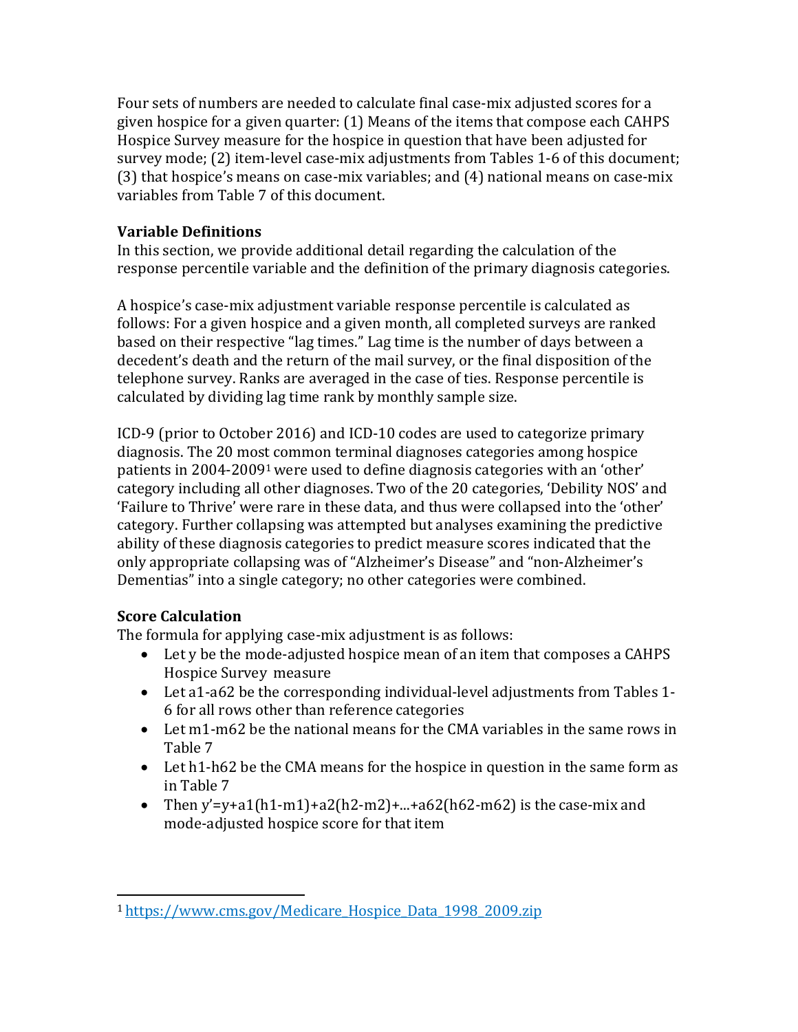Four sets of numbers are needed to calculate final case-mix adjusted scores for a given hospice for a given quarter: (1) Means of the items that compose each CAHPS Hospice Survey measure for the hospice in question that have been adjusted for survey mode; (2) item-level case-mix adjustments from Tables 1-6 of this document; (3) that hospice's means on case-mix variables; and (4) national means on case-mix variables from Table 7 of this document.

### Variable Definitions

In this section, we provide additional detail regarding the calculation of the response percentile variable and the definition of the primary diagnosis categories.

A hospice's case-mix adjustment variable response percentile is calculated as follows: For a given hospice and a given month, all completed surveys are ranked based on their respective "lag times." Lag time is the number of days between a decedent's death and the return of the mail survey, or the final disposition of the telephone survey. Ranks are averaged in the case of ties. Response percentile is calculated by dividing lag time rank by monthly sample size.

ICD-9 (prior to October 2016) and ICD-10 codes are used to categorize primary diagnosis. The 20 most common terminal diagnoses categories among hospice patients in 2004-2009[1] were used to define diagnosis categories with an 'other' category including all other diagnoses. Two of the 20 categories, 'Debility NOS' and 'Failure to Thrive' were rare in these data, and thus were collapsed into the 'other' category. Further collapsing was attempted but analyses examining the predictive ability of these diagnosis categories to predict measure scores indicated that the only appropriate collapsing was of "Alzheimer's Disease" and "non-Alzheimer's Dementias" into a single category; no other categories were combined.

### Score Calculation

The formula for applying case-mix adjustment is as follows:

- Let y be the mode-adjusted hospice mean of an item that composes a CAHPS Hospice Survey measure
- Let a1-a62 be the corresponding individual-level adjustments from Tables 1-6 for all rows other than reference categories
- Let m1-m62 be the national means for the CMA variables in the same rows in Table 7
- Let h1-h62 be the CMA means for the hospice in question in the same form as in Table 7
- Then $y' = y + a1(h1 - m1) + a2(h2 - m2) + ... + a62(h62 - m62)$ is the case-mix and mode-adjusted hospice score for that item

[1] https://www.cms.gov/Medicare_Hospice_Data_1998_2009.zip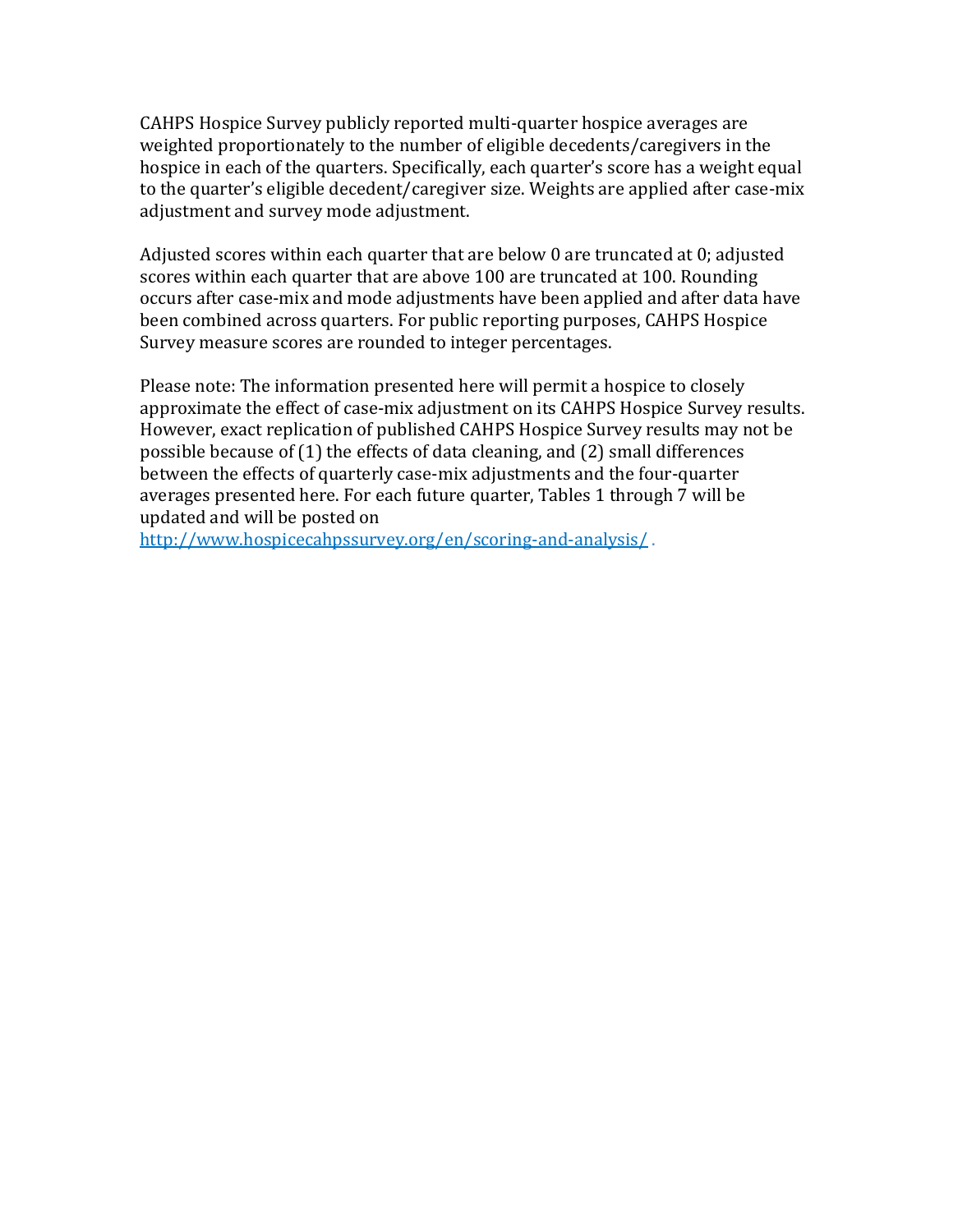CAHPS Hospice Survey publicly reported multi-quarter hospice averages are weighted proportionately to the number of eligible decedents/caregivers in the hospice in each of the quarters. Specifically, each quarter's score has a weight equal to the quarter's eligible decedent/caregiver size. Weights are applied after case-mix adjustment and survey mode adjustment.

Adjusted scores within each quarter that are below 0 are truncated at 0; adjusted scores within each quarter that are above 100 are truncated at 100. Rounding occurs after case-mix and mode adjustments have been applied and after data have been combined across quarters. For public reporting purposes, CAHPS Hospice Survey measure scores are rounded to integer percentages.

Please note: The information presented here will permit a hospice to closely approximate the effect of case-mix adjustment on its CAHPS Hospice Survey results. However, exact replication of published CAHPS Hospice Survey results may not be possible because of (1) the effects of data cleaning, and (2) small differences between the effects of quarterly case-mix adjustments and the four-quarter averages presented here. For each future quarter, Tables 1 through 7 will be updated and will be posted on http://www.hospicecahpssurvey.org/en/scoring-and-analysis/ .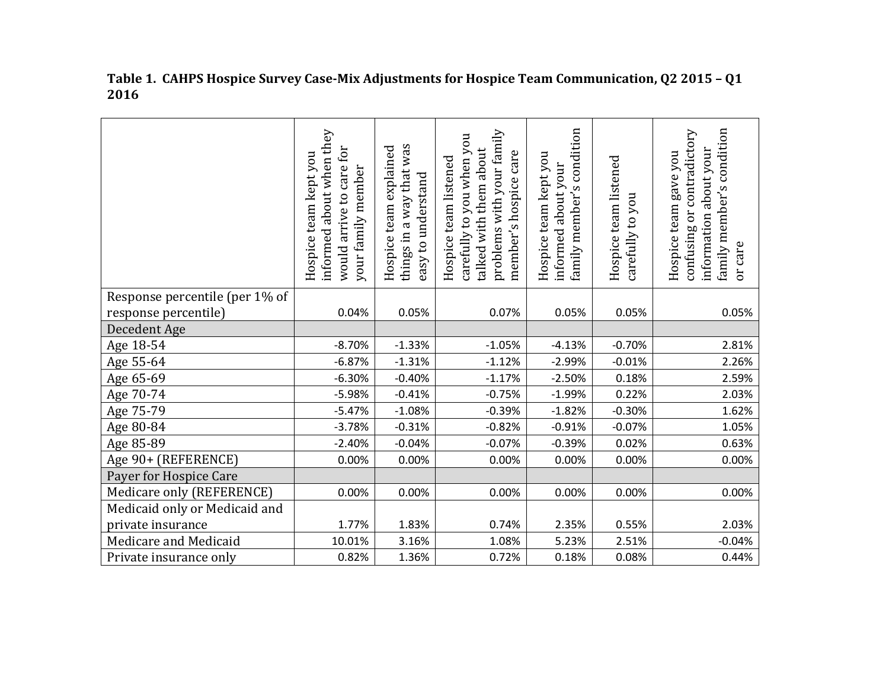**Table 1. CAHPS Hospice Survey Case-Mix Adjustments for Hospice Team Communication, Q2 2015 – Q1 2016**

| | Hospice team kept you informed about when they would arrive to care for your family member | Hospice team explained things in a way that was easy to understand | Hospice team listened carefully to you when you talked with them about problems with your family member's hospice care | Hospice team kept you informed about your family member's condition | Hospice team listened carefully to you | Hospice team gave you confusing or contradictory information about your family member's condition or care |
|---|---|---|---|---|---|---|
| Response percentile (per 1% of response percentile) | 0.04% | 0.05% | 0.07% | 0.05% | 0.05% | 0.05% |
| Decedent Age | | | | | | |
| Age 18-54 | -8.70% | -1.33% | -1.05% | -4.13% | -0.70% | 2.81% |
| Age 55-64 | -6.87% | -1.31% | -1.12% | -2.99% | -0.01% | 2.26% |
| Age 65-69 | -6.30% | -0.40% | -1.17% | -2.50% | 0.18% | 2.59% |
| Age 70-74 | -5.98% | -0.41% | -0.75% | -1.99% | 0.22% | 2.03% |
| Age 75-79 | -5.47% | -1.08% | -0.39% | -1.82% | -0.30% | 1.62% |
| Age 80-84 | -3.78% | -0.31% | -0.82% | -0.91% | -0.07% | 1.05% |
| Age 85-89 | -2.40% | -0.04% | -0.07% | -0.39% | 0.02% | 0.63% |
| Age 90+ (REFERENCE) | 0.00% | 0.00% | 0.00% | 0.00% | 0.00% | 0.00% |
| Payer for Hospice Care | | | | | | |
| Medicare only (REFERENCE) | 0.00% | 0.00% | 0.00% | 0.00% | 0.00% | 0.00% |
| Medicaid only or Medicaid and private insurance | 1.77% | 1.83% | 0.74% | 2.35% | 0.55% | 2.03% |
| Medicare and Medicaid | 10.01% | 3.16% | 1.08% | 5.23% | 2.51% | -0.04% |
| Private insurance only | 0.82% | 1.36% | 0.72% | 0.18% | 0.08% | 0.44% |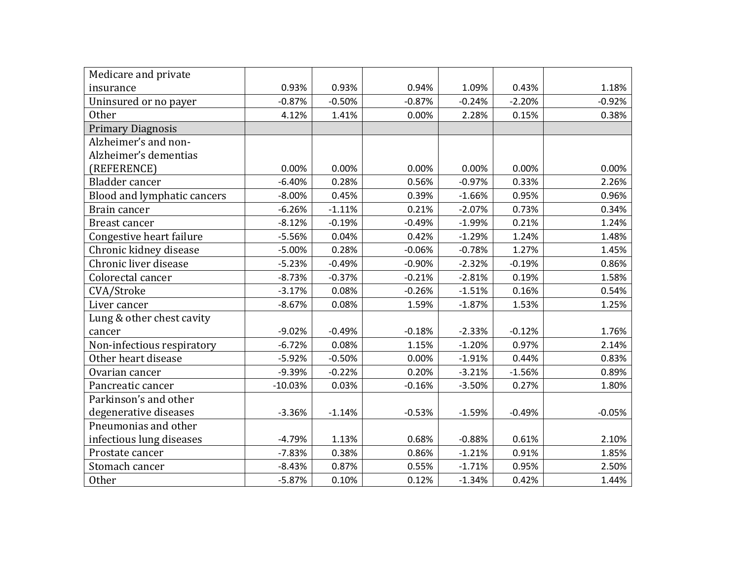| | | | | | | |
|---|---|---|---|---|---|---|
| Medicare and private insurance | 0.93% | 0.93% | 0.94% | 1.09% | 0.43% | 1.18% |
| Uninsured or no payer | -0.87% | -0.50% | -0.87% | -0.24% | -2.20% | -0.92% |
| Other | 4.12% | 1.41% | 0.00% | 2.28% | 0.15% | 0.38% |
| Primary Diagnosis | | | | | | |
| Alzheimer’s and non-Alzheimer’s dementias (REFERENCE) | 0.00% | 0.00% | 0.00% | 0.00% | 0.00% | 0.00% |
| Bladder cancer | -6.40% | 0.28% | 0.56% | -0.97% | 0.33% | 2.26% |
| Blood and lymphatic cancers | -8.00% | 0.45% | 0.39% | -1.66% | 0.95% | 0.96% |
| Brain cancer | -6.26% | -1.11% | 0.21% | -2.07% | 0.73% | 0.34% |
| Breast cancer | -8.12% | -0.19% | -0.49% | -1.99% | 0.21% | 1.24% |
| Congestive heart failure | -5.56% | 0.04% | 0.42% | -1.29% | 1.24% | 1.48% |
| Chronic kidney disease | -5.00% | 0.28% | -0.06% | -0.78% | 1.27% | 1.45% |
| Chronic liver disease | -5.23% | -0.49% | -0.90% | -2.32% | -0.19% | 0.86% |
| Colorectal cancer | -8.73% | -0.37% | -0.21% | -2.81% | 0.19% | 1.58% |
| CVA/Stroke | -3.17% | 0.08% | -0.26% | -1.51% | 0.16% | 0.54% |
| Liver cancer | -8.67% | 0.08% | 1.59% | -1.87% | 1.53% | 1.25% |
| Lung & other chest cavity cancer | -9.02% | -0.49% | -0.18% | -2.33% | -0.12% | 1.76% |
| Non-infectious respiratory | -6.72% | 0.08% | 1.15% | -1.20% | 0.97% | 2.14% |
| Other heart disease | -5.92% | -0.50% | 0.00% | -1.91% | 0.44% | 0.83% |
| Ovarian cancer | -9.39% | -0.22% | 0.20% | -3.21% | -1.56% | 0.89% |
| Pancreatic cancer | -10.03% | 0.03% | -0.16% | -3.50% | 0.27% | 1.80% |
| Parkinson’s and other degenerative diseases | -3.36% | -1.14% | -0.53% | -1.59% | -0.49% | -0.05% |
| Pneumonias and other infectious lung diseases | -4.79% | 1.13% | 0.68% | -0.88% | 0.61% | 2.10% |
| Prostate cancer | -7.83% | 0.38% | 0.86% | -1.21% | 0.91% | 1.85% |
| Stomach cancer | -8.43% | 0.87% | 0.55% | -1.71% | 0.95% | 2.50% |
| Other | -5.87% | 0.10% | 0.12% | -1.34% | 0.42% | 1.44% |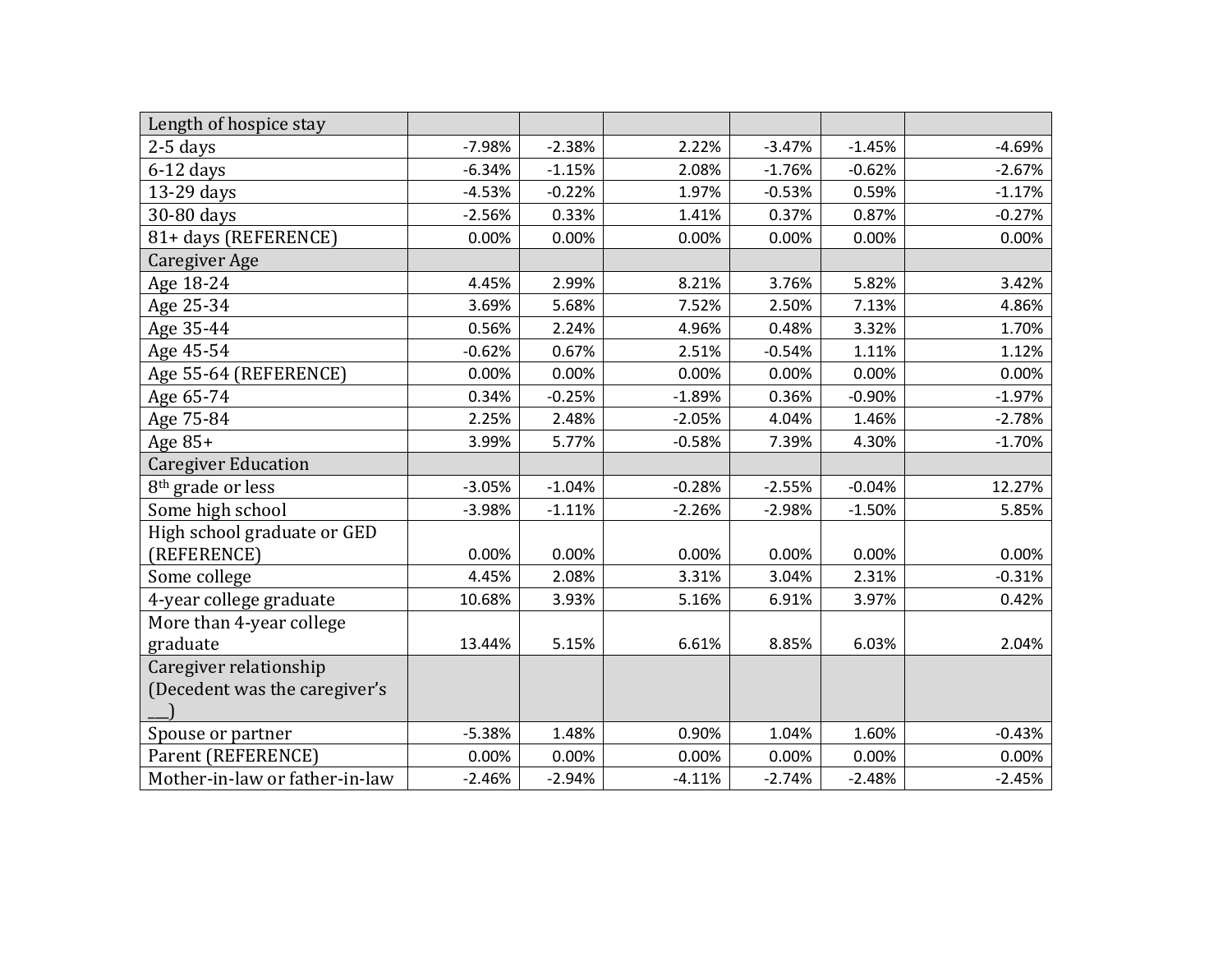| Length of hospice stay | | | | | | |
|---|---|---|---|---|---|---|
| 2-5 days | -7.98% | -2.38% | 2.22% | -3.47% | -1.45% | -4.69% |
| 6-12 days | -6.34% | -1.15% | 2.08% | -1.76% | -0.62% | -2.67% |
| 13-29 days | -4.53% | -0.22% | 1.97% | -0.53% | 0.59% | -1.17% |
| 30-80 days | -2.56% | 0.33% | 1.41% | 0.37% | 0.87% | -0.27% |
| 81+ days (REFERENCE) | 0.00% | 0.00% | 0.00% | 0.00% | 0.00% | 0.00% |
| Caregiver Age | | | | | | |
| Age 18-24 | 4.45% | 2.99% | 8.21% | 3.76% | 5.82% | 3.42% |
| Age 25-34 | 3.69% | 5.68% | 7.52% | 2.50% | 7.13% | 4.86% |
| Age 35-44 | 0.56% | 2.24% | 4.96% | 0.48% | 3.32% | 1.70% |
| Age 45-54 | -0.62% | 0.67% | 2.51% | -0.54% | 1.11% | 1.12% |
| Age 55-64 (REFERENCE) | 0.00% | 0.00% | 0.00% | 0.00% | 0.00% | 0.00% |
| Age 65-74 | 0.34% | -0.25% | -1.89% | 0.36% | -0.90% | -1.97% |
| Age 75-84 | 2.25% | 2.48% | -2.05% | 4.04% | 1.46% | -2.78% |
| Age 85+ | 3.99% | 5.77% | -0.58% | 7.39% | 4.30% | -1.70% |
| Caregiver Education | | | | | | |
| 8th grade or less | -3.05% | -1.04% | -0.28% | -2.55% | -0.04% | 12.27% |
| Some high school | -3.98% | -1.11% | -2.26% | -2.98% | -1.50% | 5.85% |
| High school graduate or GED (REFERENCE) | 0.00% | 0.00% | 0.00% | 0.00% | 0.00% | 0.00% |
| Some college | 4.45% | 2.08% | 3.31% | 3.04% | 2.31% | -0.31% |
| 4-year college graduate | 10.68% | 3.93% | 5.16% | 6.91% | 3.97% | 0.42% |
| More than 4-year college graduate | 13.44% | 5.15% | 6.61% | 8.85% | 6.03% | 2.04% |
| Caregiver relationship (Decedent was the caregiver's ___) | | | | | | |
| Spouse or partner | -5.38% | 1.48% | 0.90% | 1.04% | 1.60% | -0.43% |
| Parent (REFERENCE) | 0.00% | 0.00% | 0.00% | 0.00% | 0.00% | 0.00% |
| Mother-in-law or father-in-law | -2.46% | -2.94% | -4.11% | -2.74% | -2.48% | -2.45% |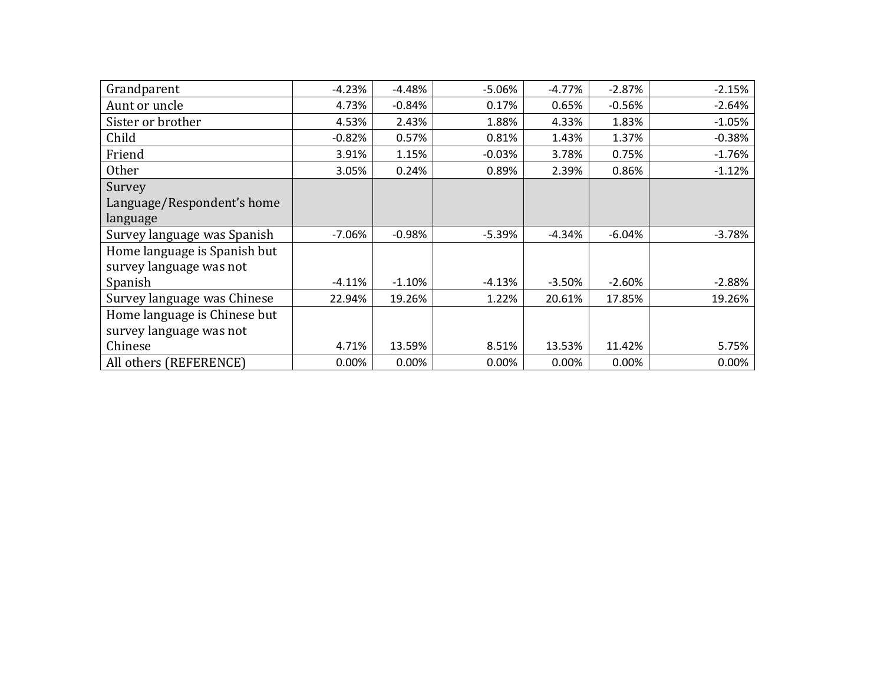| | | | | | | |
|---|---|---|---|---|---|---|
| Grandparent | -4.23% | -4.48% | -5.06% | -4.77% | -2.87% | -2.15% |
| Aunt or uncle | 4.73% | -0.84% | 0.17% | 0.65% | -0.56% | -2.64% |
| Sister or brother | 4.53% | 2.43% | 1.88% | 4.33% | 1.83% | -1.05% |
| Child | -0.82% | 0.57% | 0.81% | 1.43% | 1.37% | -0.38% |
| Friend | 3.91% | 1.15% | -0.03% | 3.78% | 0.75% | -1.76% |
| Other | 3.05% | 0.24% | 0.89% | 2.39% | 0.86% | -1.12% |
| Survey Language/Respondent's home language | | | | | | |
| Survey language was Spanish | -7.06% | -0.98% | -5.39% | -4.34% | -6.04% | -3.78% |
| Home language is Spanish but survey language was not Spanish | -4.11% | -1.10% | -4.13% | -3.50% | -2.60% | -2.88% |
| Survey language was Chinese | 22.94% | 19.26% | 1.22% | 20.61% | 17.85% | 19.26% |
| Home language is Chinese but survey language was not Chinese | 4.71% | 13.59% | 8.51% | 13.53% | 11.42% | 5.75% |
| All others (REFERENCE) | 0.00% | 0.00% | 0.00% | 0.00% | 0.00% | 0.00% |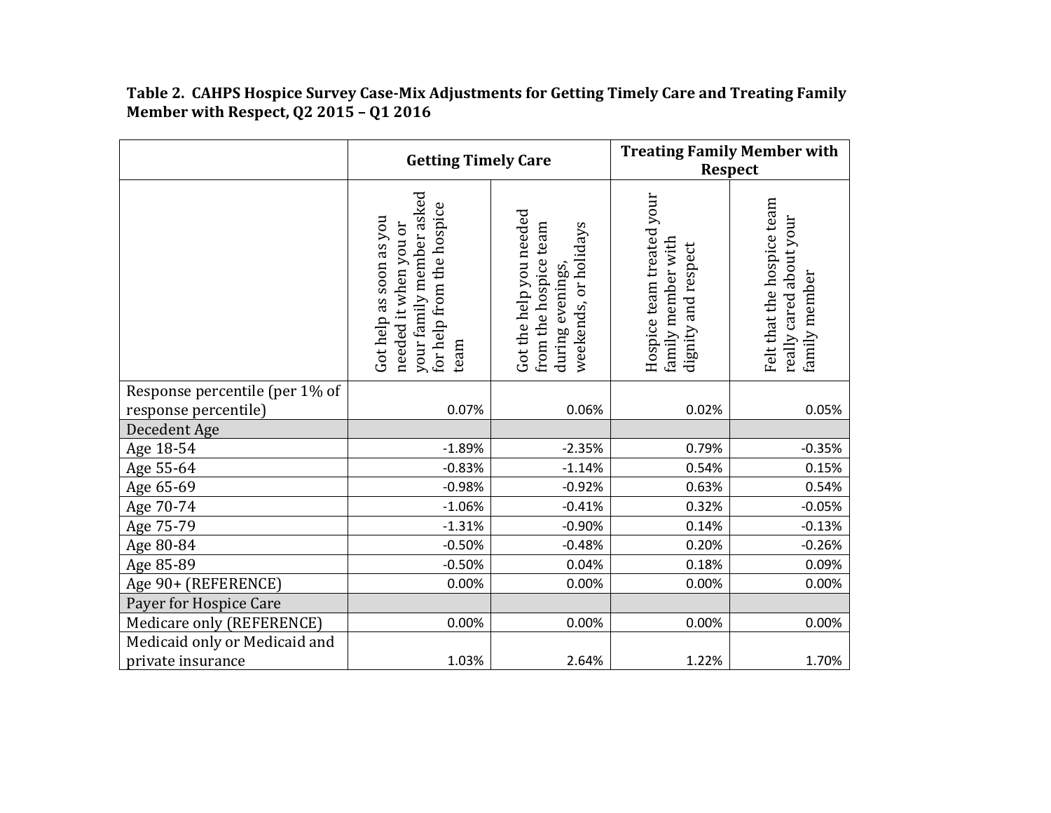**Table 2. CAHPS Hospice Survey Case-Mix Adjustments for Getting Timely Care and Treating Family Member with Respect, Q2 2015 – Q1 2016**

| | Getting Timely Care | | Treating Family Member with Respect | |
|---|---|---|---|---|
| | Got help as soon as you needed it when you or your family member asked for help from the hospice team | Got the help you needed from the hospice team during evenings, weekends, or holidays | Hospice team treated your family member with dignity and respect | Felt that the hospice team really cared about your family member |
| Response percentile (per 1% of response percentile) | 0.07% | 0.06% | 0.02% | 0.05% |
| Decedent Age | | | | |
| Age 18-54 | -1.89% | -2.35% | 0.79% | -0.35% |
| Age 55-64 | -0.83% | -1.14% | 0.54% | 0.15% |
| Age 65-69 | -0.98% | -0.92% | 0.63% | 0.54% |
| Age 70-74 | -1.06% | -0.41% | 0.32% | -0.05% |
| Age 75-79 | -1.31% | -0.90% | 0.14% | -0.13% |
| Age 80-84 | -0.50% | -0.48% | 0.20% | -0.26% |
| Age 85-89 | -0.50% | 0.04% | 0.18% | 0.09% |
| Age 90+ (REFERENCE) | 0.00% | 0.00% | 0.00% | 0.00% |
| Payer for Hospice Care | | | | |
| Medicare only (REFERENCE) | 0.00% | 0.00% | 0.00% | 0.00% |
| Medicaid only or Medicaid and private insurance | 1.03% | 2.64% | 1.22% | 1.70% |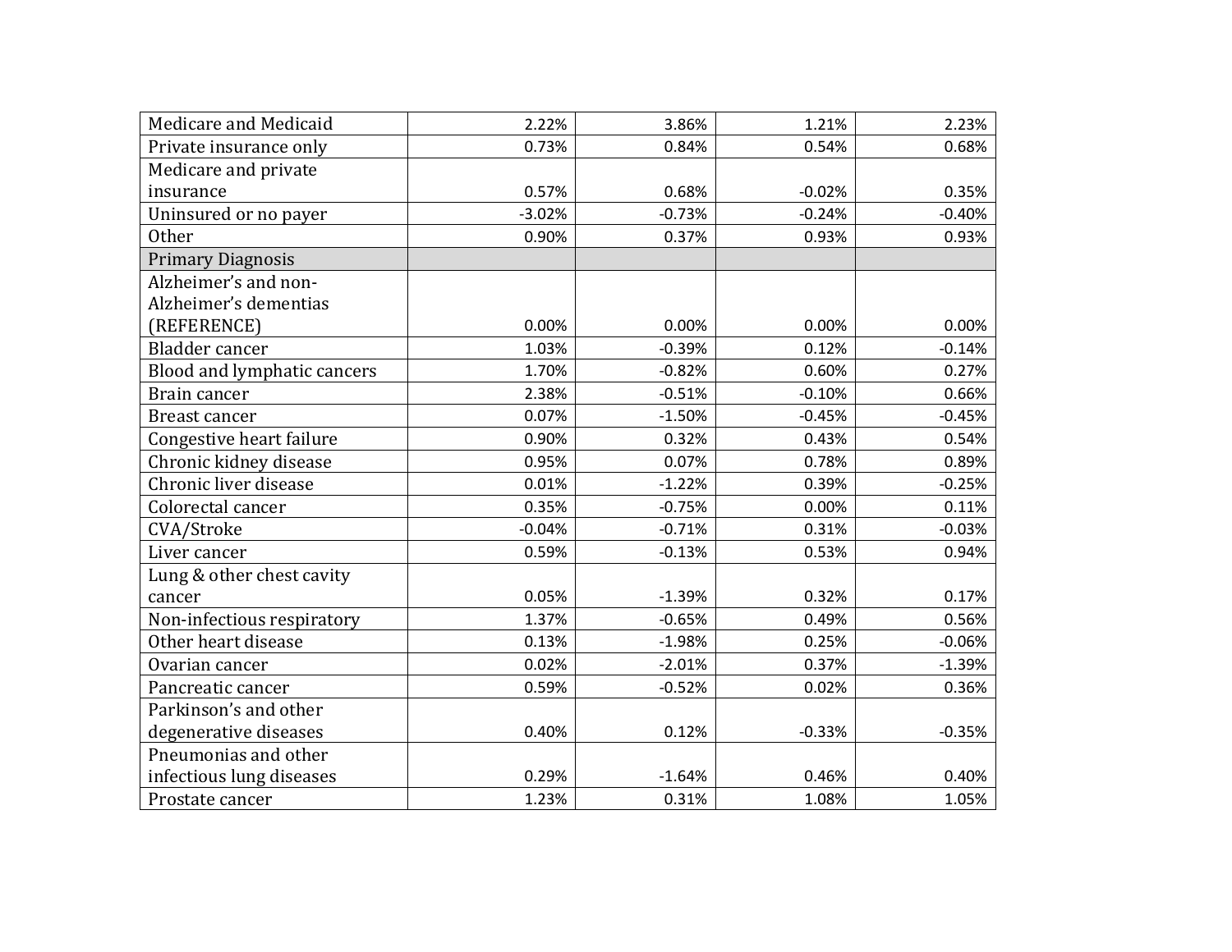| | | | | |
|---|---|---|---|---|
| Medicare and Medicaid | 2.22% | 3.86% | 1.21% | 2.23% |
| Private insurance only | 0.73% | 0.84% | 0.54% | 0.68% |
| Medicare and private insurance | 0.57% | 0.68% | -0.02% | 0.35% |
| Uninsured or no payer | -3.02% | -0.73% | -0.24% | -0.40% |
| Other | 0.90% | 0.37% | 0.93% | 0.93% |
| Primary Diagnosis | | | | |
| Alzheimer's and non-Alzheimer's dementias (REFERENCE) | 0.00% | 0.00% | 0.00% | 0.00% |
| Bladder cancer | 1.03% | -0.39% | 0.12% | -0.14% |
| Blood and lymphatic cancers | 1.70% | -0.82% | 0.60% | 0.27% |
| Brain cancer | 2.38% | -0.51% | -0.10% | 0.66% |
| Breast cancer | 0.07% | -1.50% | -0.45% | -0.45% |
| Congestive heart failure | 0.90% | 0.32% | 0.43% | 0.54% |
| Chronic kidney disease | 0.95% | 0.07% | 0.78% | 0.89% |
| Chronic liver disease | 0.01% | -1.22% | 0.39% | -0.25% |
| Colorectal cancer | 0.35% | -0.75% | 0.00% | 0.11% |
| CVA/Stroke | -0.04% | -0.71% | 0.31% | -0.03% |
| Liver cancer | 0.59% | -0.13% | 0.53% | 0.94% |
| Lung & other chest cavity cancer | 0.05% | -1.39% | 0.32% | 0.17% |
| Non-infectious respiratory | 1.37% | -0.65% | 0.49% | 0.56% |
| Other heart disease | 0.13% | -1.98% | 0.25% | -0.06% |
| Ovarian cancer | 0.02% | -2.01% | 0.37% | -1.39% |
| Pancreatic cancer | 0.59% | -0.52% | 0.02% | 0.36% |
| Parkinson's and other degenerative diseases | 0.40% | 0.12% | -0.33% | -0.35% |
| Pneumonias and other infectious lung diseases | 0.29% | -1.64% | 0.46% | 0.40% |
| Prostate cancer | 1.23% | 0.31% | 1.08% | 1.05% |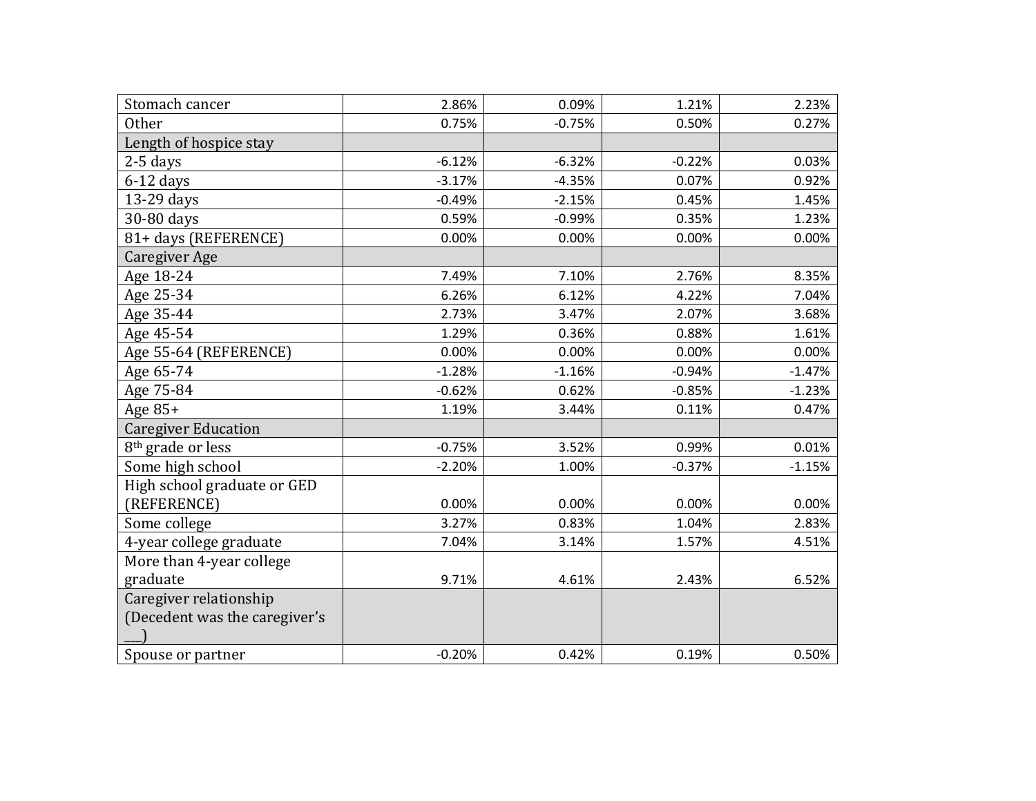| | | | | |
|---|---|---|---|---|
| Stomach cancer | 2.86% | 0.09% | 1.21% | 2.23% |
| Other | 0.75% | -0.75% | 0.50% | 0.27% |
| Length of hospice stay | | | | |
| 2-5 days | -6.12% | -6.32% | -0.22% | 0.03% |
| 6-12 days | -3.17% | -4.35% | 0.07% | 0.92% |
| 13-29 days | -0.49% | -2.15% | 0.45% | 1.45% |
| 30-80 days | 0.59% | -0.99% | 0.35% | 1.23% |
| 81+ days (REFERENCE) | 0.00% | 0.00% | 0.00% | 0.00% |
| Caregiver Age | | | | |
| Age 18-24 | 7.49% | 7.10% | 2.76% | 8.35% |
| Age 25-34 | 6.26% | 6.12% | 4.22% | 7.04% |
| Age 35-44 | 2.73% | 3.47% | 2.07% | 3.68% |
| Age 45-54 | 1.29% | 0.36% | 0.88% | 1.61% |
| Age 55-64 (REFERENCE) | 0.00% | 0.00% | 0.00% | 0.00% |
| Age 65-74 | -1.28% | -1.16% | -0.94% | -1.47% |
| Age 75-84 | -0.62% | 0.62% | -0.85% | -1.23% |
| Age 85+ | 1.19% | 3.44% | 0.11% | 0.47% |
| Caregiver Education | | | | |
| 8th grade or less | -0.75% | 3.52% | 0.99% | 0.01% |
| Some high school | -2.20% | 1.00% | -0.37% | -1.15% |
| High school graduate or GED (REFERENCE) | 0.00% | 0.00% | 0.00% | 0.00% |
| Some college | 3.27% | 0.83% | 1.04% | 2.83% |
| 4-year college graduate | 7.04% | 3.14% | 1.57% | 4.51% |
| More than 4-year college graduate | 9.71% | 4.61% | 2.43% | 6.52% |
| Caregiver relationship (Decedent was the caregiver's ___) | | | | |
| Spouse or partner | -0.20% | 0.42% | 0.19% | 0.50% |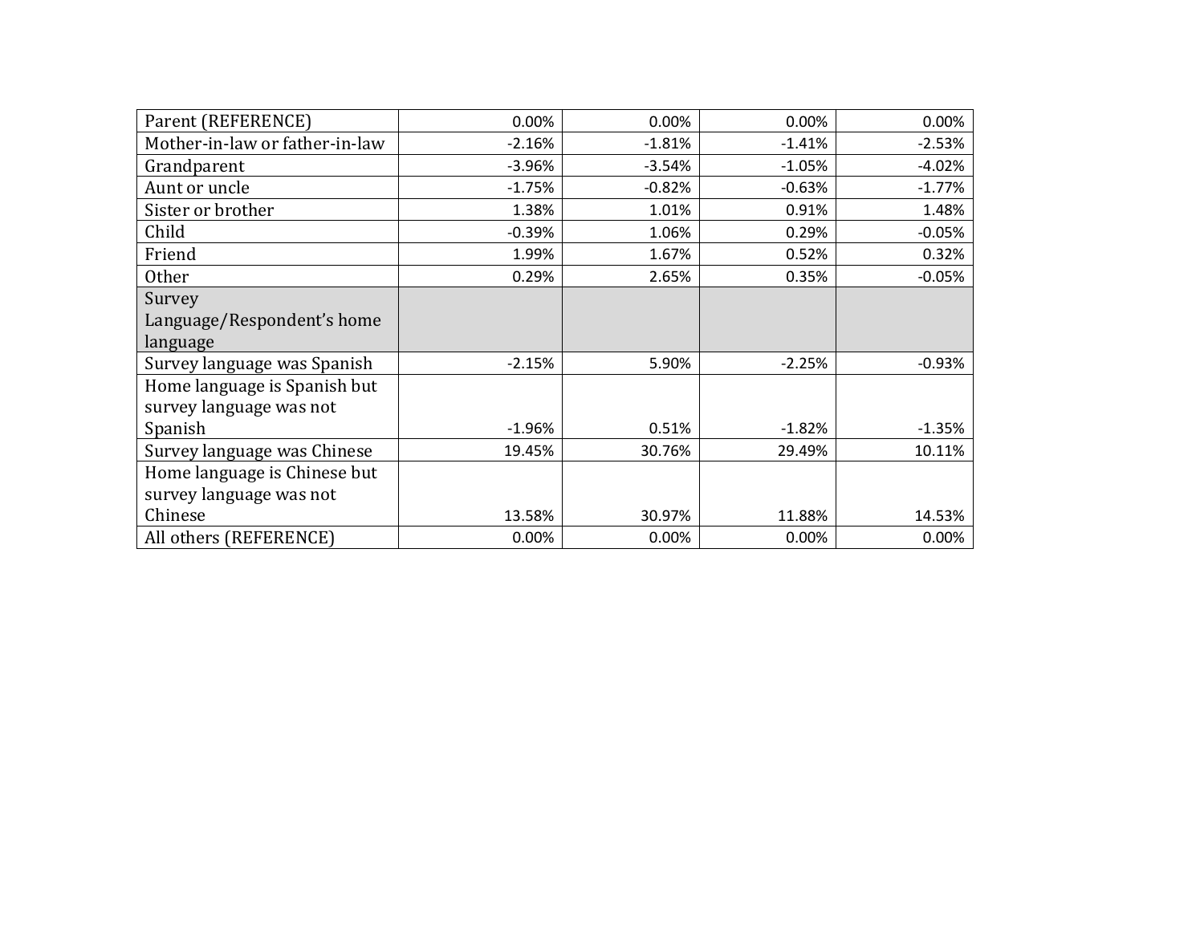| Parent (REFERENCE) | 0.00% | 0.00% | 0.00% | 0.00% |
|---|---|---|---|---|
| Mother-in-law or father-in-law | -2.16% | -1.81% | -1.41% | -2.53% |
| Grandparent | -3.96% | -3.54% | -1.05% | -4.02% |
| Aunt or uncle | -1.75% | -0.82% | -0.63% | -1.77% |
| Sister or brother | 1.38% | 1.01% | 0.91% | 1.48% |
| Child | -0.39% | 1.06% | 0.29% | -0.05% |
| Friend | 1.99% | 1.67% | 0.52% | 0.32% |
| Other | 0.29% | 2.65% | 0.35% | -0.05% |
| Survey Language/Respondent's home language | | | | |
| Survey language was Spanish | -2.15% | 5.90% | -2.25% | -0.93% |
| Home language is Spanish but survey language was not Spanish | -1.96% | 0.51% | -1.82% | -1.35% |
| Survey language was Chinese | 19.45% | 30.76% | 29.49% | 10.11% |
| Home language is Chinese but survey language was not Chinese | 13.58% | 30.97% | 11.88% | 14.53% |
| All others (REFERENCE) | 0.00% | 0.00% | 0.00% | 0.00% |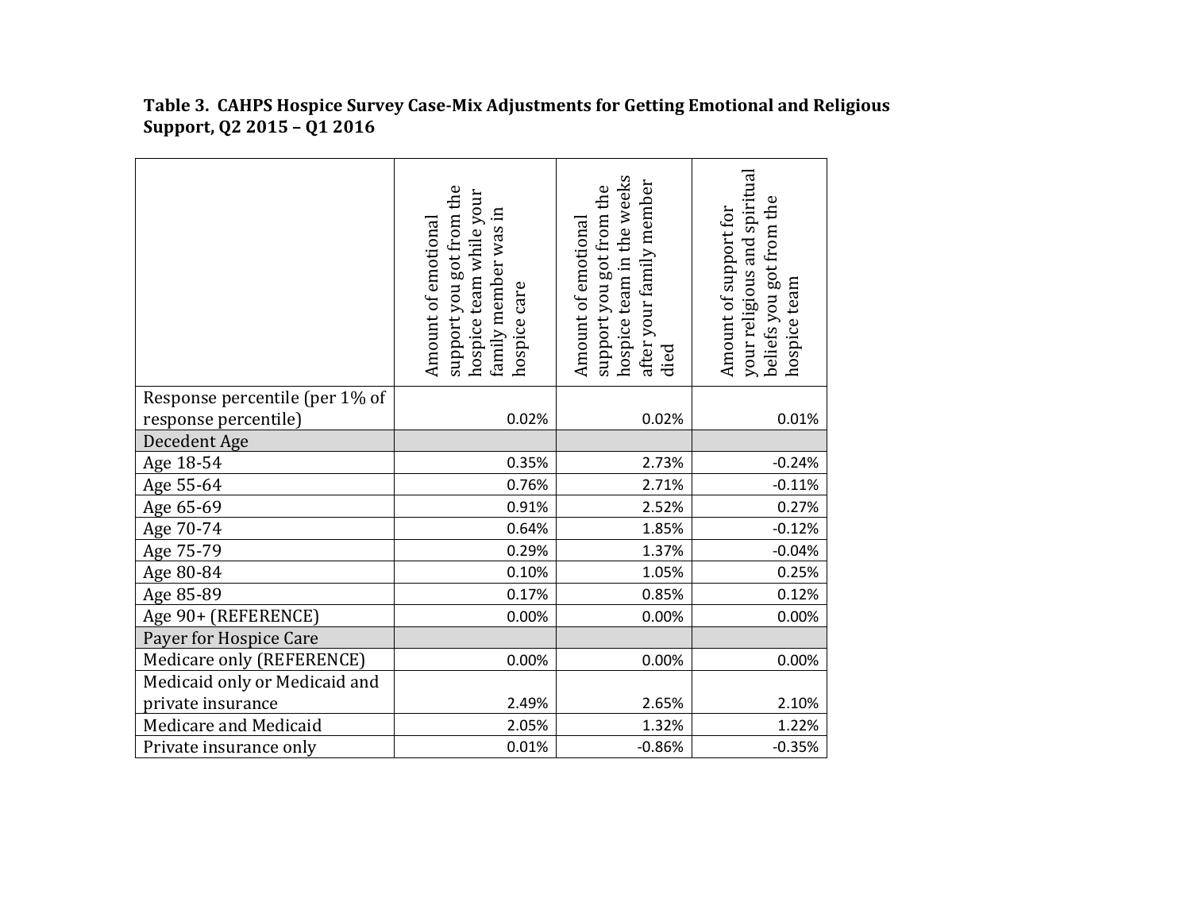**Table 3. CAHPS Hospice Survey Case-Mix Adjustments for Getting Emotional and Religious Support, Q2 2015 – Q1 2016**

| | Amount of emotional support you got from the hospice team while your family member was in hospice care | Amount of emotional support you got from the hospice team in the weeks after your family member died | Amount of support for your religious and spiritual beliefs you got from the hospice team |
|---|---|---|---|
| Response percentile (per 1% of response percentile) | 0.02% | 0.02% | 0.01% |
| Decedent Age | | | |
| Age 18-54 | 0.35% | 2.73% | -0.24% |
| Age 55-64 | 0.76% | 2.71% | -0.11% |
| Age 65-69 | 0.91% | 2.52% | 0.27% |
| Age 70-74 | 0.64% | 1.85% | -0.12% |
| Age 75-79 | 0.29% | 1.37% | -0.04% |
| Age 80-84 | 0.10% | 1.05% | 0.25% |
| Age 85-89 | 0.17% | 0.85% | 0.12% |
| Age 90+ (REFERENCE) | 0.00% | 0.00% | 0.00% |
| Payer for Hospice Care | | | |
| Medicare only (REFERENCE) | 0.00% | 0.00% | 0.00% |
| Medicaid only or Medicaid and private insurance | 2.49% | 2.65% | 2.10% |
| Medicare and Medicaid | 2.05% | 1.32% | 1.22% |
| Private insurance only | 0.01% | -0.86% | -0.35% |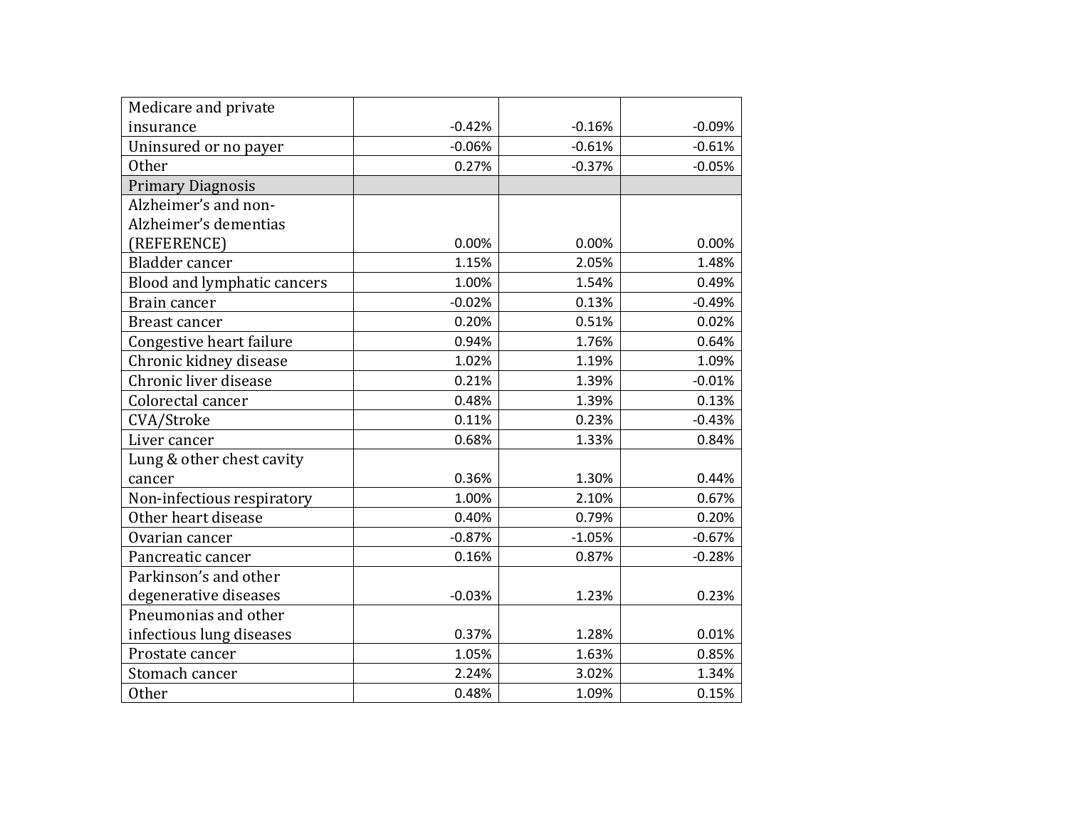| | | | |
|---|---|---|---|
| Medicare and private insurance | -0.42% | -0.16% | -0.09% |
| Uninsured or no payer | -0.06% | -0.61% | -0.61% |
| Other | 0.27% | -0.37% | -0.05% |
| Primary Diagnosis | | | |
| Alzheimer's and non-Alzheimer's dementias (REFERENCE) | 0.00% | 0.00% | 0.00% |
| Bladder cancer | 1.15% | 2.05% | 1.48% |
| Blood and lymphatic cancers | 1.00% | 1.54% | 0.49% |
| Brain cancer | -0.02% | 0.13% | -0.49% |
| Breast cancer | 0.20% | 0.51% | 0.02% |
| Congestive heart failure | 0.94% | 1.76% | 0.64% |
| Chronic kidney disease | 1.02% | 1.19% | 1.09% |
| Chronic liver disease | 0.21% | 1.39% | -0.01% |
| Colorectal cancer | 0.48% | 1.39% | 0.13% |
| CVA/Stroke | 0.11% | 0.23% | -0.43% |
| Liver cancer | 0.68% | 1.33% | 0.84% |
| Lung & other chest cavity cancer | 0.36% | 1.30% | 0.44% |
| Non-infectious respiratory | 1.00% | 2.10% | 0.67% |
| Other heart disease | 0.40% | 0.79% | 0.20% |
| Ovarian cancer | -0.87% | -1.05% | -0.67% |
| Pancreatic cancer | 0.16% | 0.87% | -0.28% |
| Parkinson's and other degenerative diseases | -0.03% | 1.23% | 0.23% |
| Pneumonias and other infectious lung diseases | 0.37% | 1.28% | 0.01% |
| Prostate cancer | 1.05% | 1.63% | 0.85% |
| Stomach cancer | 2.24% | 3.02% | 1.34% |
| Other | 0.48% | 1.09% | 0.15% |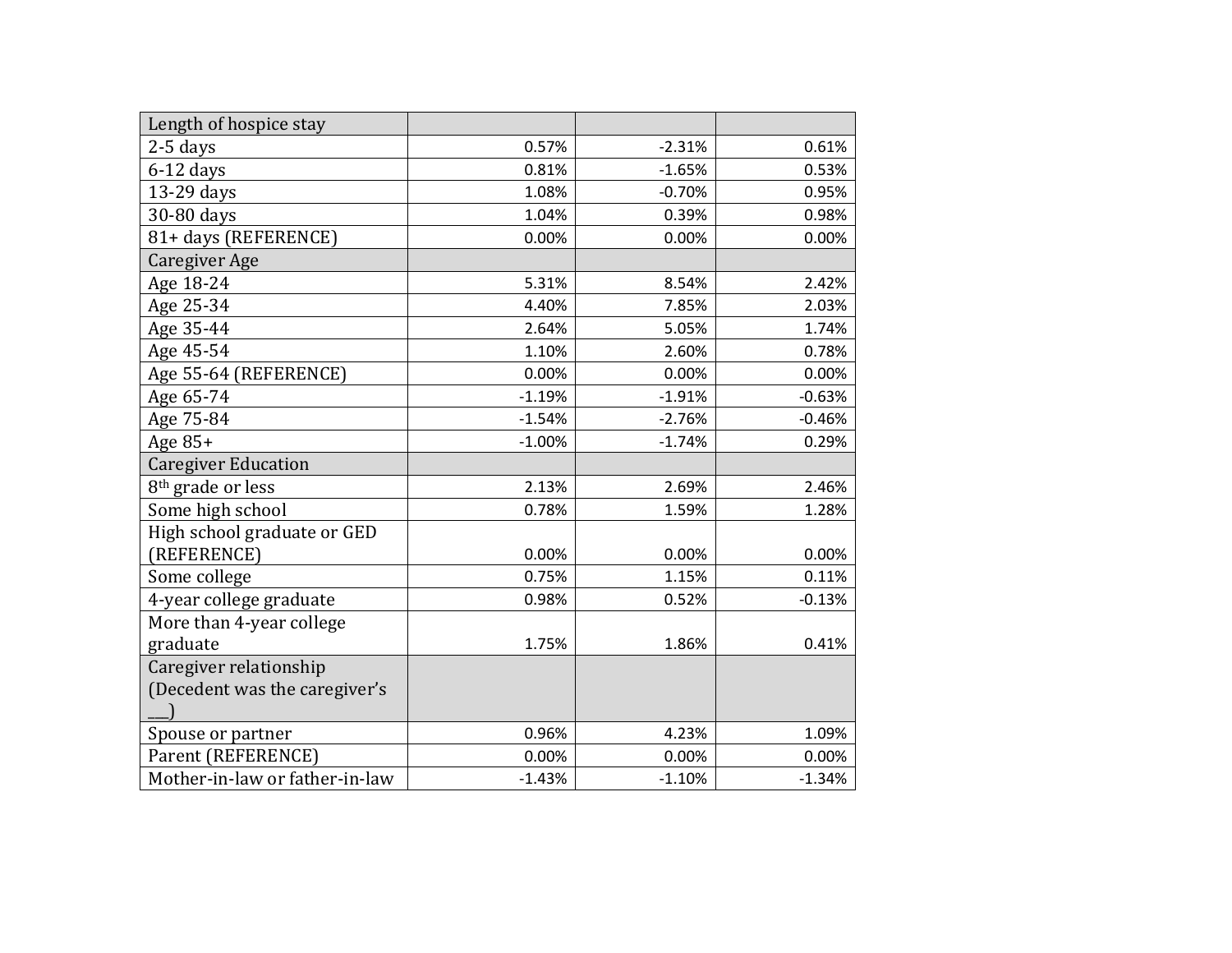| Length of hospice stay | | | |
|---|---|---|---|
| 2-5 days | 0.57% | -2.31% | 0.61% |
| 6-12 days | 0.81% | -1.65% | 0.53% |
| 13-29 days | 1.08% | -0.70% | 0.95% |
| 30-80 days | 1.04% | 0.39% | 0.98% |
| 81+ days (REFERENCE) | 0.00% | 0.00% | 0.00% |
| Caregiver Age | | | |
| Age 18-24 | 5.31% | 8.54% | 2.42% |
| Age 25-34 | 4.40% | 7.85% | 2.03% |
| Age 35-44 | 2.64% | 5.05% | 1.74% |
| Age 45-54 | 1.10% | 2.60% | 0.78% |
| Age 55-64 (REFERENCE) | 0.00% | 0.00% | 0.00% |
| Age 65-74 | -1.19% | -1.91% | -0.63% |
| Age 75-84 | -1.54% | -2.76% | -0.46% |
| Age 85+ | -1.00% | -1.74% | 0.29% |
| Caregiver Education | | | |
| 8th grade or less | 2.13% | 2.69% | 2.46% |
| Some high school | 0.78% | 1.59% | 1.28% |
| High school graduate or GED (REFERENCE) | 0.00% | 0.00% | 0.00% |
| Some college | 0.75% | 1.15% | 0.11% |
| 4-year college graduate | 0.98% | 0.52% | -0.13% |
| More than 4-year college graduate | 1.75% | 1.86% | 0.41% |
| Caregiver relationship (Decedent was the caregiver's ___) | | | |
| Spouse or partner | 0.96% | 4.23% | 1.09% |
| Parent (REFERENCE) | 0.00% | 0.00% | 0.00% |
| Mother-in-law or father-in-law | -1.43% | -1.10% | -1.34% |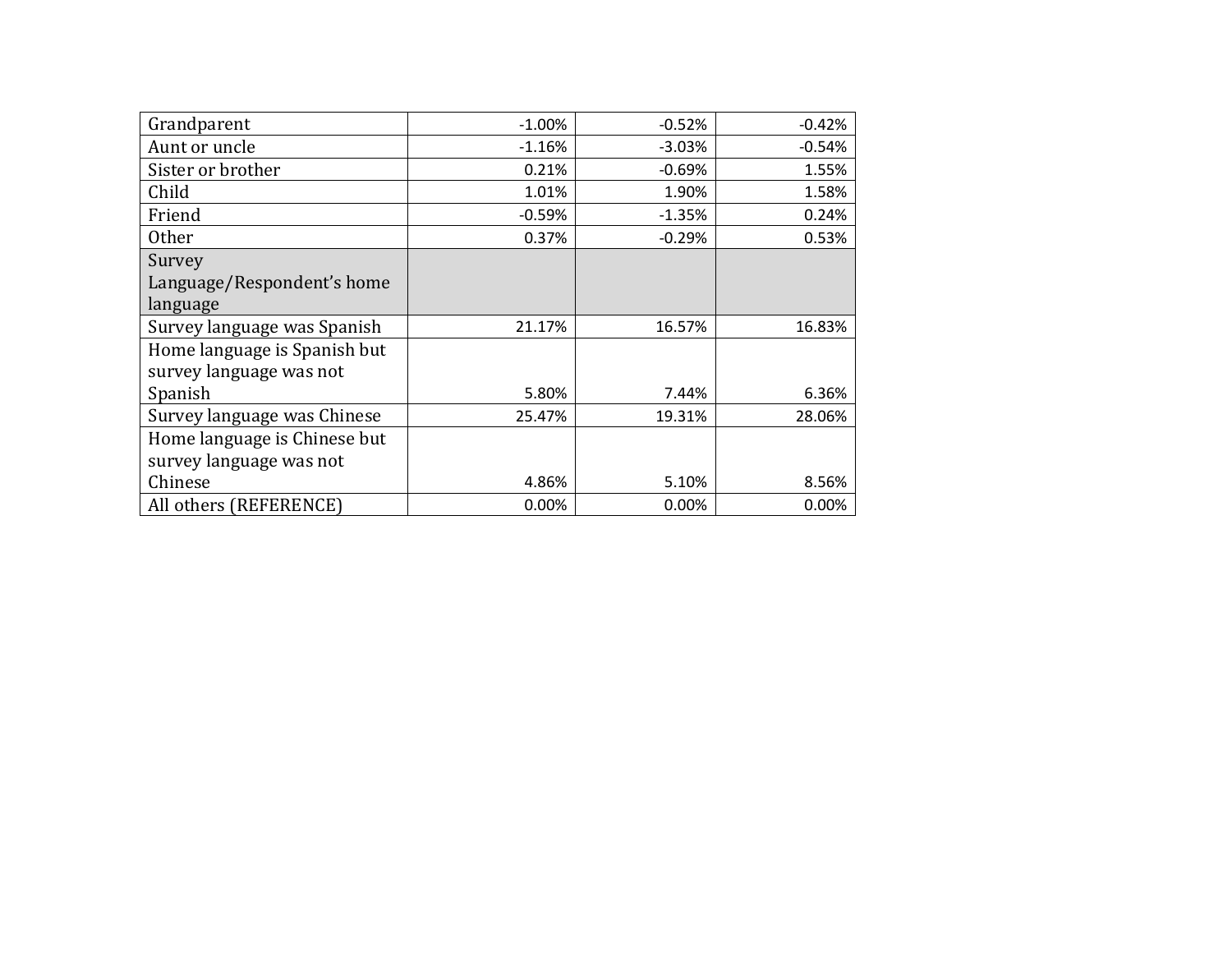| | | | |
|---|---|---|---|
| Grandparent | -1.00% | -0.52% | -0.42% |
| Aunt or uncle | -1.16% | -3.03% | -0.54% |
| Sister or brother | 0.21% | -0.69% | 1.55% |
| Child | 1.01% | 1.90% | 1.58% |
| Friend | -0.59% | -1.35% | 0.24% |
| Other | 0.37% | -0.29% | 0.53% |
| Survey Language/Respondent's home language | | | |
| Survey language was Spanish | 21.17% | 16.57% | 16.83% |
| Home language is Spanish but survey language was not Spanish | 5.80% | 7.44% | 6.36% |
| Survey language was Chinese | 25.47% | 19.31% | 28.06% |
| Home language is Chinese but survey language was not Chinese | 4.86% | 5.10% | 8.56% |
| All others (REFERENCE) | 0.00% | 0.00% | 0.00% |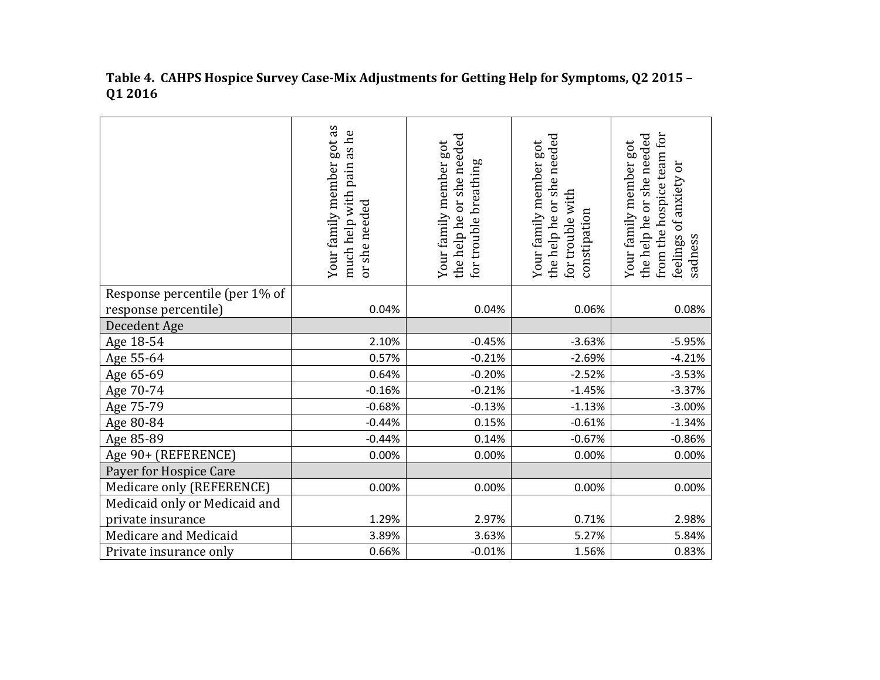**Table 4. CAHPS Hospice Survey Case-Mix Adjustments for Getting Help for Symptoms, Q2 2015 – Q1 2016**

| | Your family member got as much help with pain as he or she needed | Your family member got the help he or she needed for trouble breathing | Your family member got the help he or she needed for trouble with constipation | Your family member got the help he or she needed from the hospice team for feelings of anxiety or sadness |
|---|---|---|---|---|
| Response percentile (per 1% of response percentile) | 0.04% | 0.04% | 0.06% | 0.08% |
| Decedent Age | | | | |
| Age 18-54 | 2.10% | -0.45% | -3.63% | -5.95% |
| Age 55-64 | 0.57% | -0.21% | -2.69% | -4.21% |
| Age 65-69 | 0.64% | -0.20% | -2.52% | -3.53% |
| Age 70-74 | -0.16% | -0.21% | -1.45% | -3.37% |
| Age 75-79 | -0.68% | -0.13% | -1.13% | -3.00% |
| Age 80-84 | -0.44% | 0.15% | -0.61% | -1.34% |
| Age 85-89 | -0.44% | 0.14% | -0.67% | -0.86% |
| Age 90+ (REFERENCE) | 0.00% | 0.00% | 0.00% | 0.00% |
| Payer for Hospice Care | | | | |
| Medicare only (REFERENCE) | 0.00% | 0.00% | 0.00% | 0.00% |
| Medicaid only or Medicaid and private insurance | 1.29% | 2.97% | 0.71% | 2.98% |
| Medicare and Medicaid | 3.89% | 3.63% | 5.27% | 5.84% |
| Private insurance only | 0.66% | -0.01% | 1.56% | 0.83% |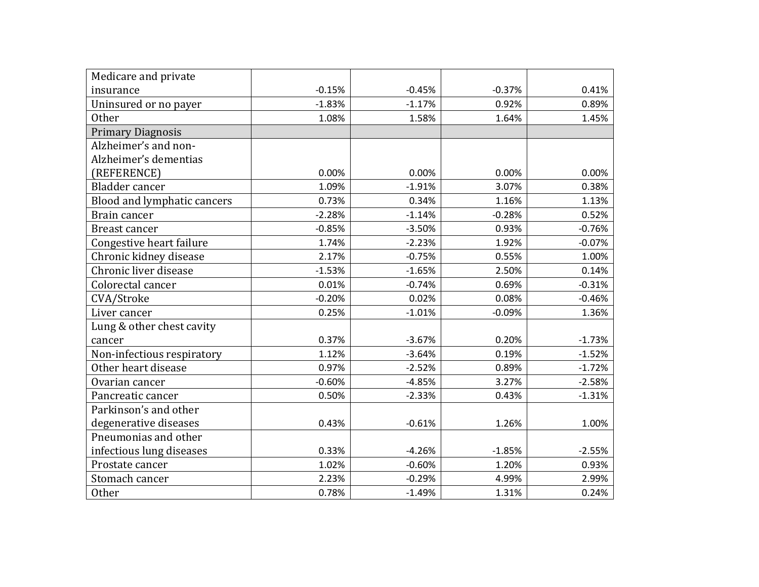| | | | | |
|---|---|---|---|---|
| Medicare and private insurance | -0.15% | -0.45% | -0.37% | 0.41% |
| Uninsured or no payer | -1.83% | -1.17% | 0.92% | 0.89% |
| Other | 1.08% | 1.58% | 1.64% | 1.45% |
| Primary Diagnosis | | | | |
| Alzheimer’s and non-Alzheimer’s dementias (REFERENCE) | 0.00% | 0.00% | 0.00% | 0.00% |
| Bladder cancer | 1.09% | -1.91% | 3.07% | 0.38% |
| Blood and lymphatic cancers | 0.73% | 0.34% | 1.16% | 1.13% |
| Brain cancer | -2.28% | -1.14% | -0.28% | 0.52% |
| Breast cancer | -0.85% | -3.50% | 0.93% | -0.76% |
| Congestive heart failure | 1.74% | -2.23% | 1.92% | -0.07% |
| Chronic kidney disease | 2.17% | -0.75% | 0.55% | 1.00% |
| Chronic liver disease | -1.53% | -1.65% | 2.50% | 0.14% |
| Colorectal cancer | 0.01% | -0.74% | 0.69% | -0.31% |
| CVA/Stroke | -0.20% | 0.02% | 0.08% | -0.46% |
| Liver cancer | 0.25% | -1.01% | -0.09% | 1.36% |
| Lung & other chest cavity cancer | 0.37% | -3.67% | 0.20% | -1.73% |
| Non-infectious respiratory | 1.12% | -3.64% | 0.19% | -1.52% |
| Other heart disease | 0.97% | -2.52% | 0.89% | -1.72% |
| Ovarian cancer | -0.60% | -4.85% | 3.27% | -2.58% |
| Pancreatic cancer | 0.50% | -2.33% | 0.43% | -1.31% |
| Parkinson’s and other degenerative diseases | 0.43% | -0.61% | 1.26% | 1.00% |
| Pneumonias and other infectious lung diseases | 0.33% | -4.26% | -1.85% | -2.55% |
| Prostate cancer | 1.02% | -0.60% | 1.20% | 0.93% |
| Stomach cancer | 2.23% | -0.29% | 4.99% | 2.99% |
| Other | 0.78% | -1.49% | 1.31% | 0.24% |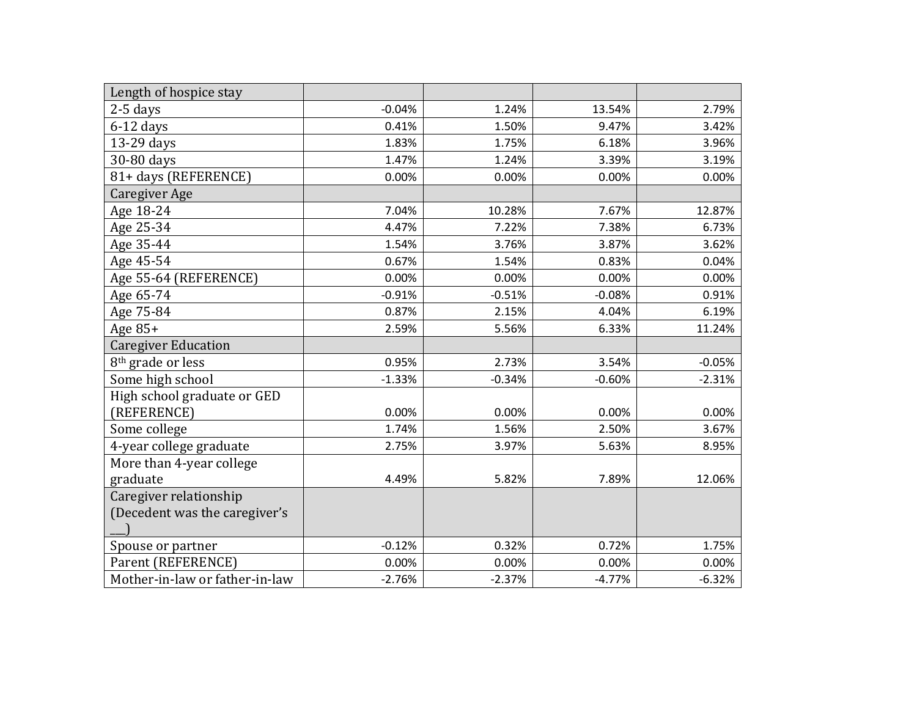| Length of hospice stay | | | | |
|---|---|---|---|---|
| 2-5 days | -0.04% | 1.24% | 13.54% | 2.79% |
| 6-12 days | 0.41% | 1.50% | 9.47% | 3.42% |
| 13-29 days | 1.83% | 1.75% | 6.18% | 3.96% |
| 30-80 days | 1.47% | 1.24% | 3.39% | 3.19% |
| 81+ days (REFERENCE) | 0.00% | 0.00% | 0.00% | 0.00% |
| Caregiver Age | | | | |
| Age 18-24 | 7.04% | 10.28% | 7.67% | 12.87% |
| Age 25-34 | 4.47% | 7.22% | 7.38% | 6.73% |
| Age 35-44 | 1.54% | 3.76% | 3.87% | 3.62% |
| Age 45-54 | 0.67% | 1.54% | 0.83% | 0.04% |
| Age 55-64 (REFERENCE) | 0.00% | 0.00% | 0.00% | 0.00% |
| Age 65-74 | -0.91% | -0.51% | -0.08% | 0.91% |
| Age 75-84 | 0.87% | 2.15% | 4.04% | 6.19% |
| Age 85+ | 2.59% | 5.56% | 6.33% | 11.24% |
| Caregiver Education | | | | |
| 8th grade or less | 0.95% | 2.73% | 3.54% | -0.05% |
| Some high school | -1.33% | -0.34% | -0.60% | -2.31% |
| High school graduate or GED (REFERENCE) | 0.00% | 0.00% | 0.00% | 0.00% |
| Some college | 1.74% | 1.56% | 2.50% | 3.67% |
| 4-year college graduate | 2.75% | 3.97% | 5.63% | 8.95% |
| More than 4-year college graduate | 4.49% | 5.82% | 7.89% | 12.06% |
| Caregiver relationship (Decedent was the caregiver's ___) | | | | |
| Spouse or partner | -0.12% | 0.32% | 0.72% | 1.75% |
| Parent (REFERENCE) | 0.00% | 0.00% | 0.00% | 0.00% |
| Mother-in-law or father-in-law | -2.76% | -2.37% | -4.77% | -6.32% |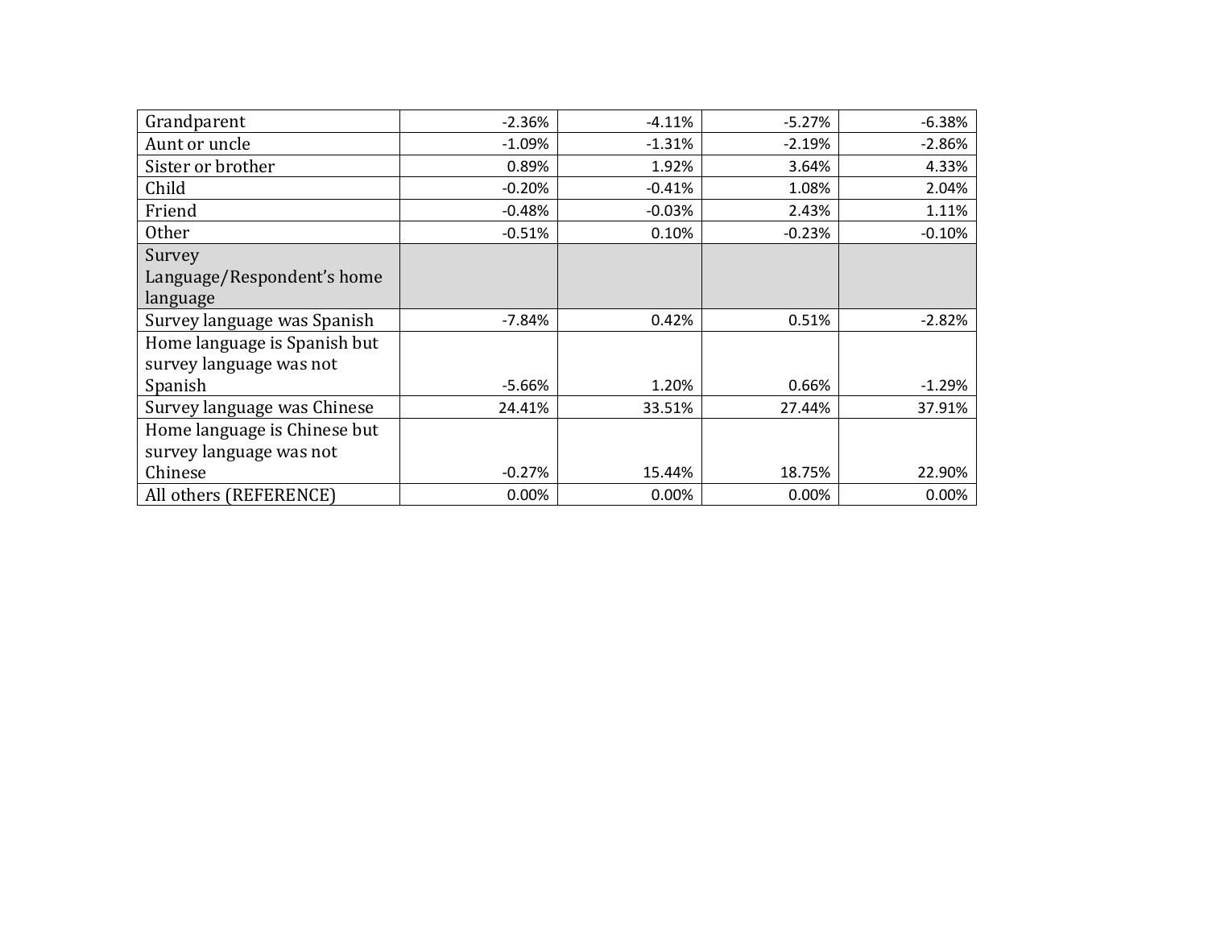| | | | | |
|---|---|---|---|---|
| Grandparent | -2.36% | -4.11% | -5.27% | -6.38% |
| Aunt or uncle | -1.09% | -1.31% | -2.19% | -2.86% |
| Sister or brother | 0.89% | 1.92% | 3.64% | 4.33% |
| Child | -0.20% | -0.41% | 1.08% | 2.04% |
| Friend | -0.48% | -0.03% | 2.43% | 1.11% |
| Other | -0.51% | 0.10% | -0.23% | -0.10% |
| Survey Language/Respondent's home language | | | | |
| Survey language was Spanish | -7.84% | 0.42% | 0.51% | -2.82% |
| Home language is Spanish but survey language was not Spanish | -5.66% | 1.20% | 0.66% | -1.29% |
| Survey language was Chinese | 24.41% | 33.51% | 27.44% | 37.91% |
| Home language is Chinese but survey language was not Chinese | -0.27% | 15.44% | 18.75% | 22.90% |
| All others (REFERENCE) | 0.00% | 0.00% | 0.00% | 0.00% |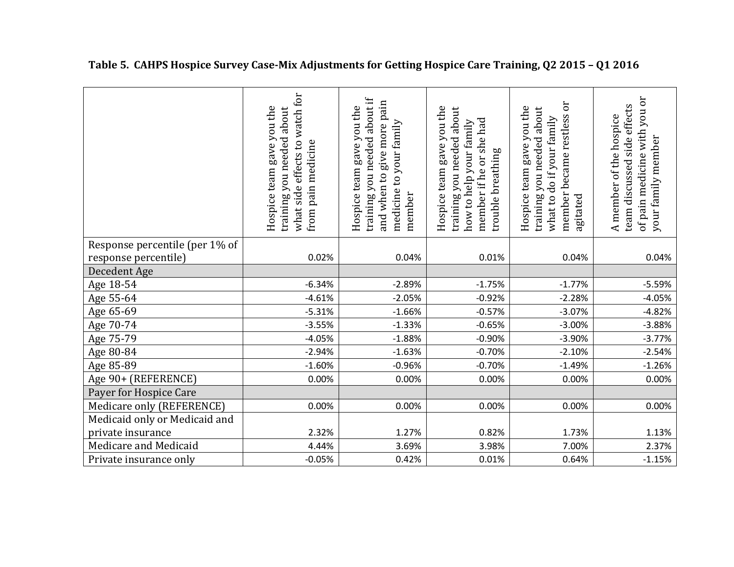**Table 5. CAHPS Hospice Survey Case-Mix Adjustments for Getting Hospice Care Training, Q2 2015 – Q1 2016**

| | Hospice team gave you the training you needed about what side effects to watch for from pain medicine | Hospice team gave you the training you needed about if and when to give more pain medicine to your family member | Hospice team gave you the training you needed about how to help your family member if he or she had trouble breathing | Hospice team gave you the training you needed about what to do if your family member became restless or agitated | A member of the hospice team discussed side effects of pain medicine with you or your family member |
|---|---|---|---|---|---|
| Response percentile (per 1% of response percentile) | 0.02% | 0.04% | 0.01% | 0.04% | 0.04% |
| Decedent Age | | | | | |
| Age 18-54 | -6.34% | -2.89% | -1.75% | -1.77% | -5.59% |
| Age 55-64 | -4.61% | -2.05% | -0.92% | -2.28% | -4.05% |
| Age 65-69 | -5.31% | -1.66% | -0.57% | -3.07% | -4.82% |
| Age 70-74 | -3.55% | -1.33% | -0.65% | -3.00% | -3.88% |
| Age 75-79 | -4.05% | -1.88% | -0.90% | -3.90% | -3.77% |
| Age 80-84 | -2.94% | -1.63% | -0.70% | -2.10% | -2.54% |
| Age 85-89 | -1.60% | -0.96% | -0.70% | -1.49% | -1.26% |
| Age 90+ (REFERENCE) | 0.00% | 0.00% | 0.00% | 0.00% | 0.00% |
| Payer for Hospice Care | | | | | |
| Medicare only (REFERENCE) | 0.00% | 0.00% | 0.00% | 0.00% | 0.00% |
| Medicaid only or Medicaid and private insurance | 2.32% | 1.27% | 0.82% | 1.73% | 1.13% |
| Medicare and Medicaid | 4.44% | 3.69% | 3.98% | 7.00% | 2.37% |
| Private insurance only | -0.05% | 0.42% | 0.01% | 0.64% | -1.15% |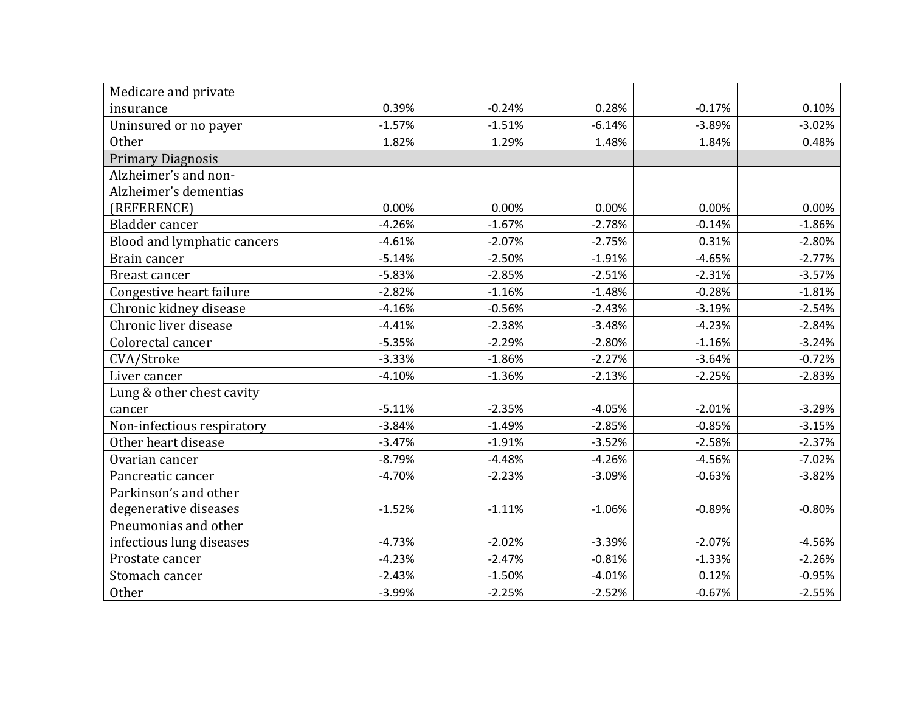| | | | | | |
|---|---|---|---|---|---|
| Medicare and private insurance | 0.39% | -0.24% | 0.28% | -0.17% | 0.10% |
| Uninsured or no payer | -1.57% | -1.51% | -6.14% | -3.89% | -3.02% |
| Other | 1.82% | 1.29% | 1.48% | 1.84% | 0.48% |
| Primary Diagnosis | | | | | |
| Alzheimer's and non-Alzheimer's dementias (REFERENCE) | 0.00% | 0.00% | 0.00% | 0.00% | 0.00% |
| Bladder cancer | -4.26% | -1.67% | -2.78% | -0.14% | -1.86% |
| Blood and lymphatic cancers | -4.61% | -2.07% | -2.75% | 0.31% | -2.80% |
| Brain cancer | -5.14% | -2.50% | -1.91% | -4.65% | -2.77% |
| Breast cancer | -5.83% | -2.85% | -2.51% | -2.31% | -3.57% |
| Congestive heart failure | -2.82% | -1.16% | -1.48% | -0.28% | -1.81% |
| Chronic kidney disease | -4.16% | -0.56% | -2.43% | -3.19% | -2.54% |
| Chronic liver disease | -4.41% | -2.38% | -3.48% | -4.23% | -2.84% |
| Colorectal cancer | -5.35% | -2.29% | -2.80% | -1.16% | -3.24% |
| CVA/Stroke | -3.33% | -1.86% | -2.27% | -3.64% | -0.72% |
| Liver cancer | -4.10% | -1.36% | -2.13% | -2.25% | -2.83% |
| Lung & other chest cavity cancer | -5.11% | -2.35% | -4.05% | -2.01% | -3.29% |
| Non-infectious respiratory | -3.84% | -1.49% | -2.85% | -0.85% | -3.15% |
| Other heart disease | -3.47% | -1.91% | -3.52% | -2.58% | -2.37% |
| Ovarian cancer | -8.79% | -4.48% | -4.26% | -4.56% | -7.02% |
| Pancreatic cancer | -4.70% | -2.23% | -3.09% | -0.63% | -3.82% |
| Parkinson's and other degenerative diseases | -1.52% | -1.11% | -1.06% | -0.89% | -0.80% |
| Pneumonias and other infectious lung diseases | -4.73% | -2.02% | -3.39% | -2.07% | -4.56% |
| Prostate cancer | -4.23% | -2.47% | -0.81% | -1.33% | -2.26% |
| Stomach cancer | -2.43% | -1.50% | -4.01% | 0.12% | -0.95% |
| Other | -3.99% | -2.25% | -2.52% | -0.67% | -2.55% |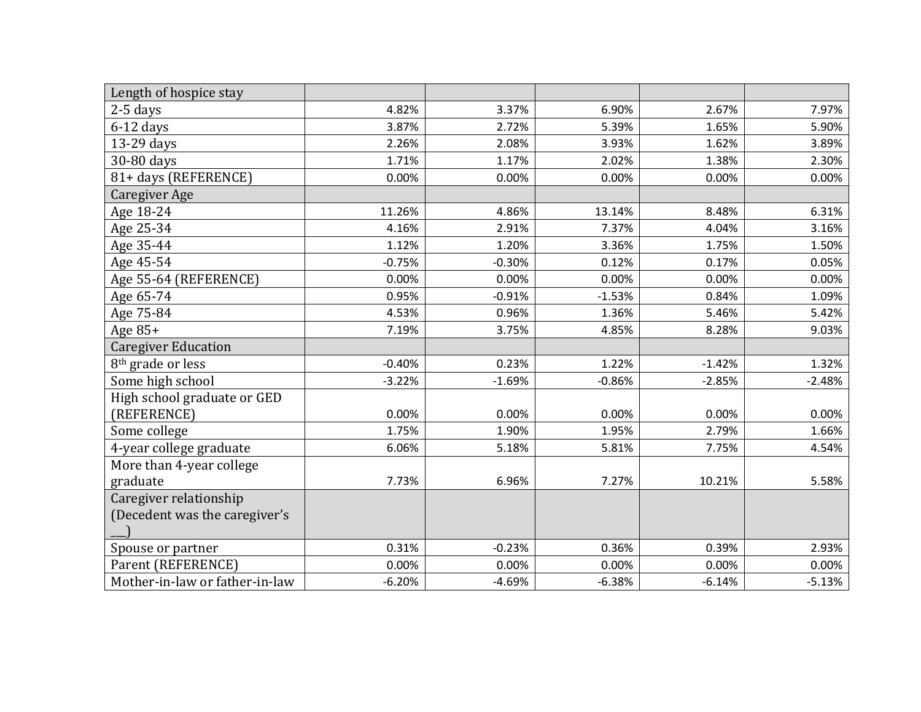| Length of hospice stay | | | | | |
|---|---|---|---|---|---|
| 2-5 days | 4.82% | 3.37% | 6.90% | 2.67% | 7.97% |
| 6-12 days | 3.87% | 2.72% | 5.39% | 1.65% | 5.90% |
| 13-29 days | 2.26% | 2.08% | 3.93% | 1.62% | 3.89% |
| 30-80 days | 1.71% | 1.17% | 2.02% | 1.38% | 2.30% |
| 81+ days (REFERENCE) | 0.00% | 0.00% | 0.00% | 0.00% | 0.00% |
| Caregiver Age | | | | | |
| Age 18-24 | 11.26% | 4.86% | 13.14% | 8.48% | 6.31% |
| Age 25-34 | 4.16% | 2.91% | 7.37% | 4.04% | 3.16% |
| Age 35-44 | 1.12% | 1.20% | 3.36% | 1.75% | 1.50% |
| Age 45-54 | -0.75% | -0.30% | 0.12% | 0.17% | 0.05% |
| Age 55-64 (REFERENCE) | 0.00% | 0.00% | 0.00% | 0.00% | 0.00% |
| Age 65-74 | 0.95% | -0.91% | -1.53% | 0.84% | 1.09% |
| Age 75-84 | 4.53% | 0.96% | 1.36% | 5.46% | 5.42% |
| Age 85+ | 7.19% | 3.75% | 4.85% | 8.28% | 9.03% |
| Caregiver Education | | | | | |
| 8th grade or less | -0.40% | 0.23% | 1.22% | -1.42% | 1.32% |
| Some high school | -3.22% | -1.69% | -0.86% | -2.85% | -2.48% |
| High school graduate or GED (REFERENCE) | 0.00% | 0.00% | 0.00% | 0.00% | 0.00% |
| Some college | 1.75% | 1.90% | 1.95% | 2.79% | 1.66% |
| 4-year college graduate | 6.06% | 5.18% | 5.81% | 7.75% | 4.54% |
| More than 4-year college graduate | 7.73% | 6.96% | 7.27% | 10.21% | 5.58% |
| Caregiver relationship (Decedent was the caregiver's ___) | | | | | |
| Spouse or partner | 0.31% | -0.23% | 0.36% | 0.39% | 2.93% |
| Parent (REFERENCE) | 0.00% | 0.00% | 0.00% | 0.00% | 0.00% |
| Mother-in-law or father-in-law | -6.20% | -4.69% | -6.38% | -6.14% | -5.13% |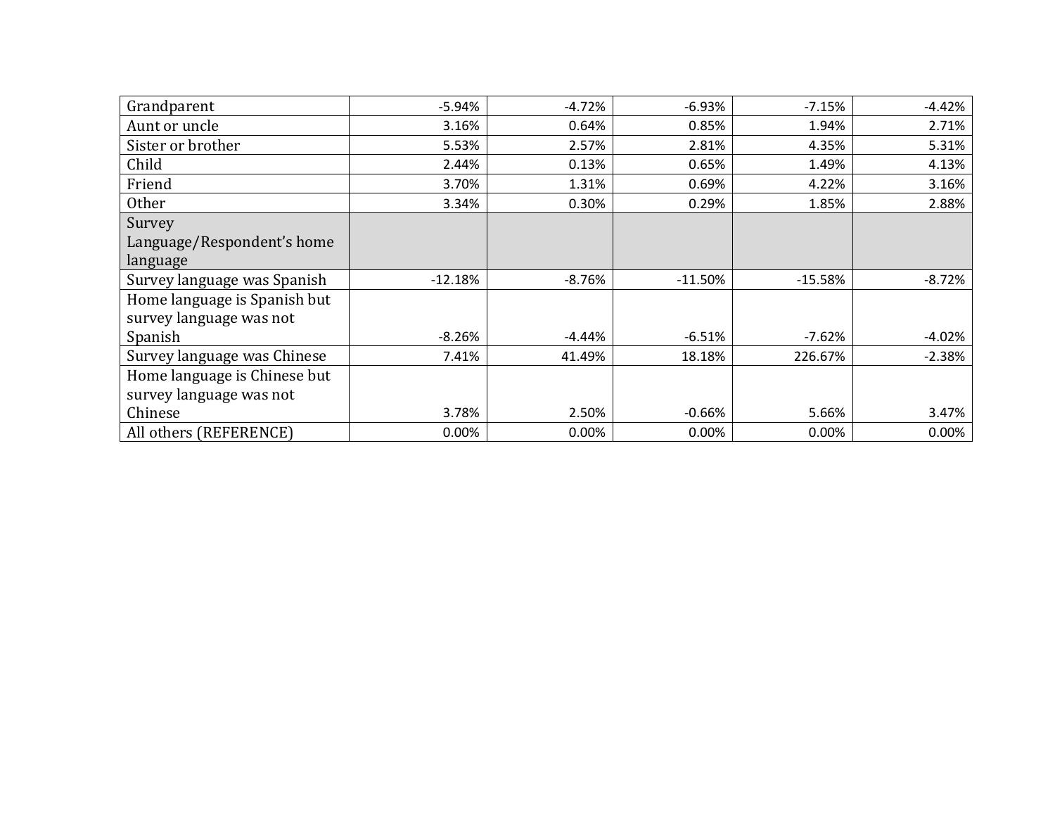| | | | | | |
|---|---|---|---|---|---|
| Grandparent | -5.94% | -4.72% | -6.93% | -7.15% | -4.42% |
| Aunt or uncle | 3.16% | 0.64% | 0.85% | 1.94% | 2.71% |
| Sister or brother | 5.53% | 2.57% | 2.81% | 4.35% | 5.31% |
| Child | 2.44% | 0.13% | 0.65% | 1.49% | 4.13% |
| Friend | 3.70% | 1.31% | 0.69% | 4.22% | 3.16% |
| Other | 3.34% | 0.30% | 0.29% | 1.85% | 2.88% |
| Survey Language/Respondent's home language | | | | | |
| Survey language was Spanish | -12.18% | -8.76% | -11.50% | -15.58% | -8.72% |
| Home language is Spanish but survey language was not Spanish | -8.26% | -4.44% | -6.51% | -7.62% | -4.02% |
| Survey language was Chinese | 7.41% | 41.49% | 18.18% | 226.67% | -2.38% |
| Home language is Chinese but survey language was not Chinese | 3.78% | 2.50% | -0.66% | 5.66% | 3.47% |
| All others (REFERENCE) | 0.00% | 0.00% | 0.00% | 0.00% | 0.00% |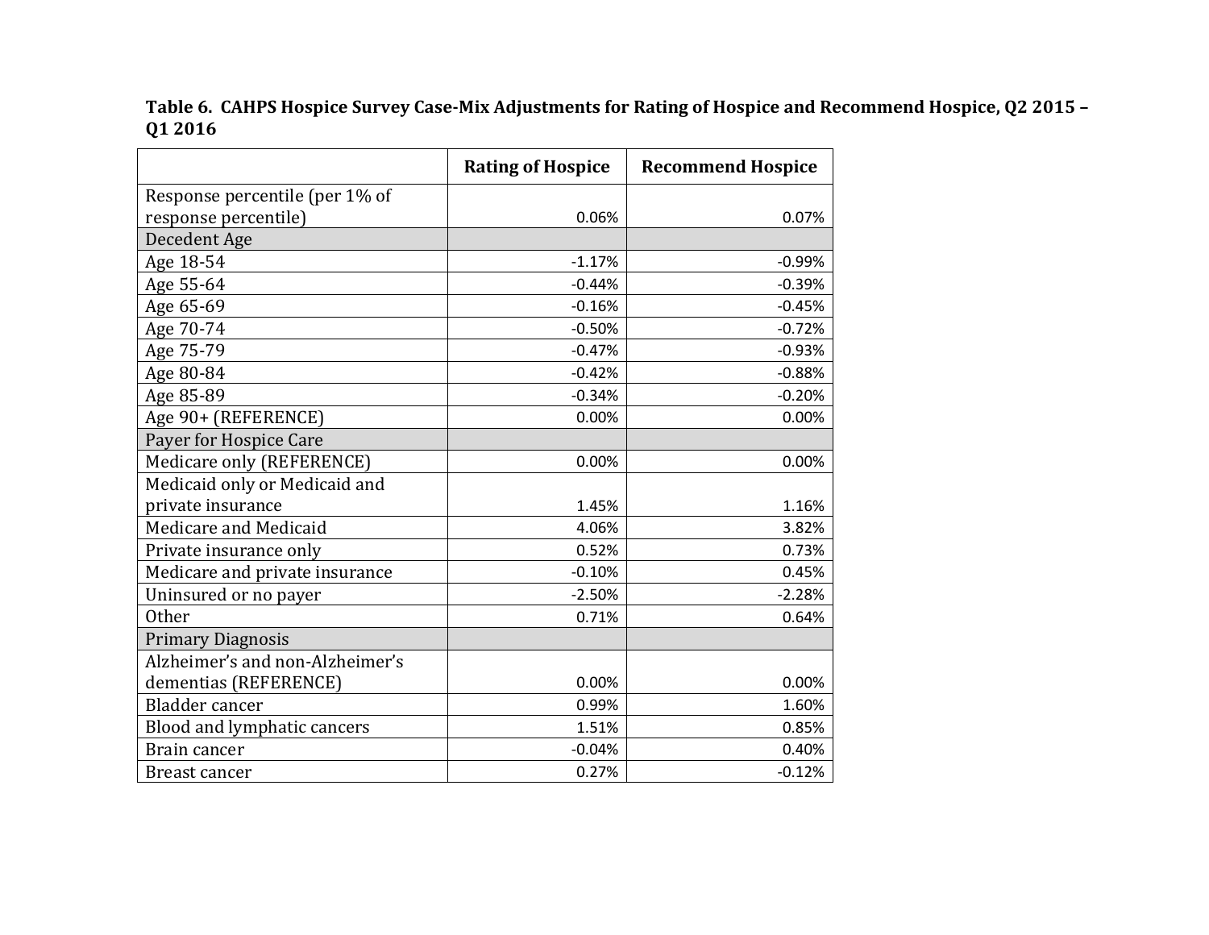**Table 6. CAHPS Hospice Survey Case-Mix Adjustments for Rating of Hospice and Recommend Hospice, Q2 2015 – Q1 2016**

| | Rating of Hospice | Recommend Hospice |
|---|---|---|
| Response percentile (per 1% of response percentile) | 0.06% | 0.07% |
| Decedent Age | | |
| Age 18-54 | -1.17% | -0.99% |
| Age 55-64 | -0.44% | -0.39% |
| Age 65-69 | -0.16% | -0.45% |
| Age 70-74 | -0.50% | -0.72% |
| Age 75-79 | -0.47% | -0.93% |
| Age 80-84 | -0.42% | -0.88% |
| Age 85-89 | -0.34% | -0.20% |
| Age 90+ (REFERENCE) | 0.00% | 0.00% |
| Payer for Hospice Care | | |
| Medicare only (REFERENCE) | 0.00% | 0.00% |
| Medicaid only or Medicaid and private insurance | 1.45% | 1.16% |
| Medicare and Medicaid | 4.06% | 3.82% |
| Private insurance only | 0.52% | 0.73% |
| Medicare and private insurance | -0.10% | 0.45% |
| Uninsured or no payer | -2.50% | -2.28% |
| Other | 0.71% | 0.64% |
| Primary Diagnosis | | |
| Alzheimer's and non-Alzheimer's dementias (REFERENCE) | 0.00% | 0.00% |
| Bladder cancer | 0.99% | 1.60% |
| Blood and lymphatic cancers | 1.51% | 0.85% |
| Brain cancer | -0.04% | 0.40% |
| Breast cancer | 0.27% | -0.12% |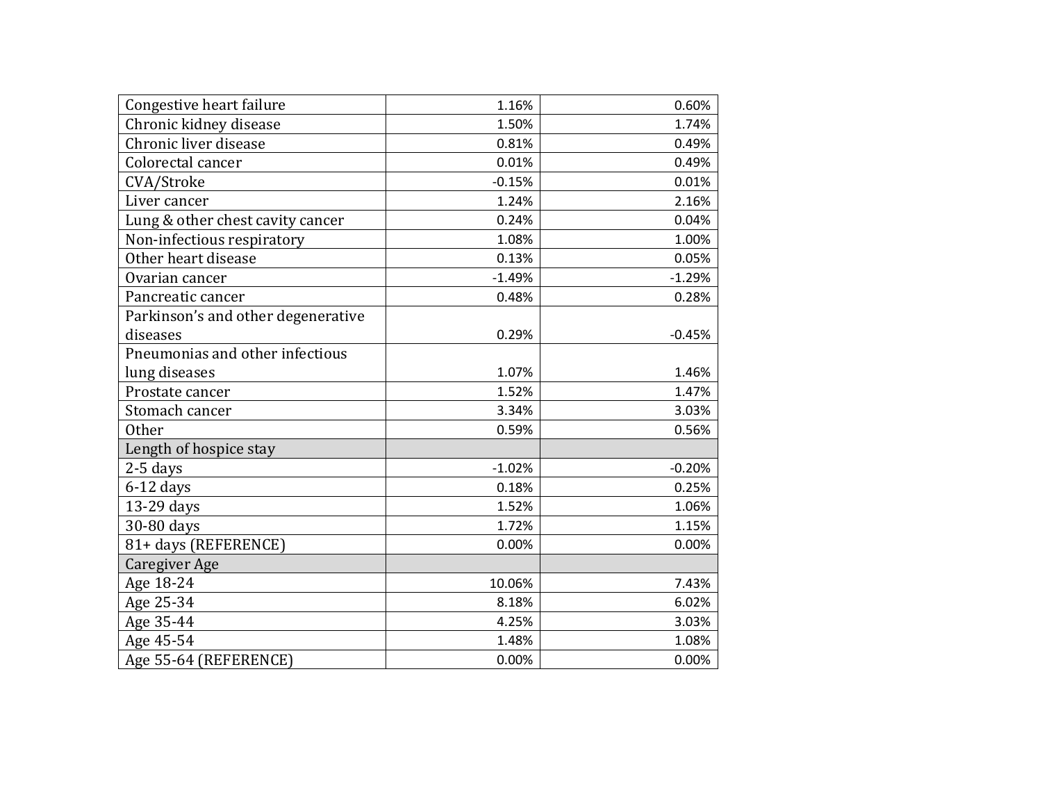| | | |
|---|---|---|
| Congestive heart failure | 1.16% | 0.60% |
| Chronic kidney disease | 1.50% | 1.74% |
| Chronic liver disease | 0.81% | 0.49% |
| Colorectal cancer | 0.01% | 0.49% |
| CVA/Stroke | -0.15% | 0.01% |
| Liver cancer | 1.24% | 2.16% |
| Lung & other chest cavity cancer | 0.24% | 0.04% |
| Non-infectious respiratory | 1.08% | 1.00% |
| Other heart disease | 0.13% | 0.05% |
| Ovarian cancer | -1.49% | -1.29% |
| Pancreatic cancer | 0.48% | 0.28% |
| Parkinson's and other degenerative diseases | 0.29% | -0.45% |
| Pneumonias and other infectious lung diseases | 1.07% | 1.46% |
| Prostate cancer | 1.52% | 1.47% |
| Stomach cancer | 3.34% | 3.03% |
| Other | 0.59% | 0.56% |
| Length of hospice stay | | |
| 2-5 days | -1.02% | -0.20% |
| 6-12 days | 0.18% | 0.25% |
| 13-29 days | 1.52% | 1.06% |
| 30-80 days | 1.72% | 1.15% |
| 81+ days (REFERENCE) | 0.00% | 0.00% |
| Caregiver Age | | |
| Age 18-24 | 10.06% | 7.43% |
| Age 25-34 | 8.18% | 6.02% |
| Age 35-44 | 4.25% | 3.03% |
| Age 45-54 | 1.48% | 1.08% |
| Age 55-64 (REFERENCE) | 0.00% | 0.00% |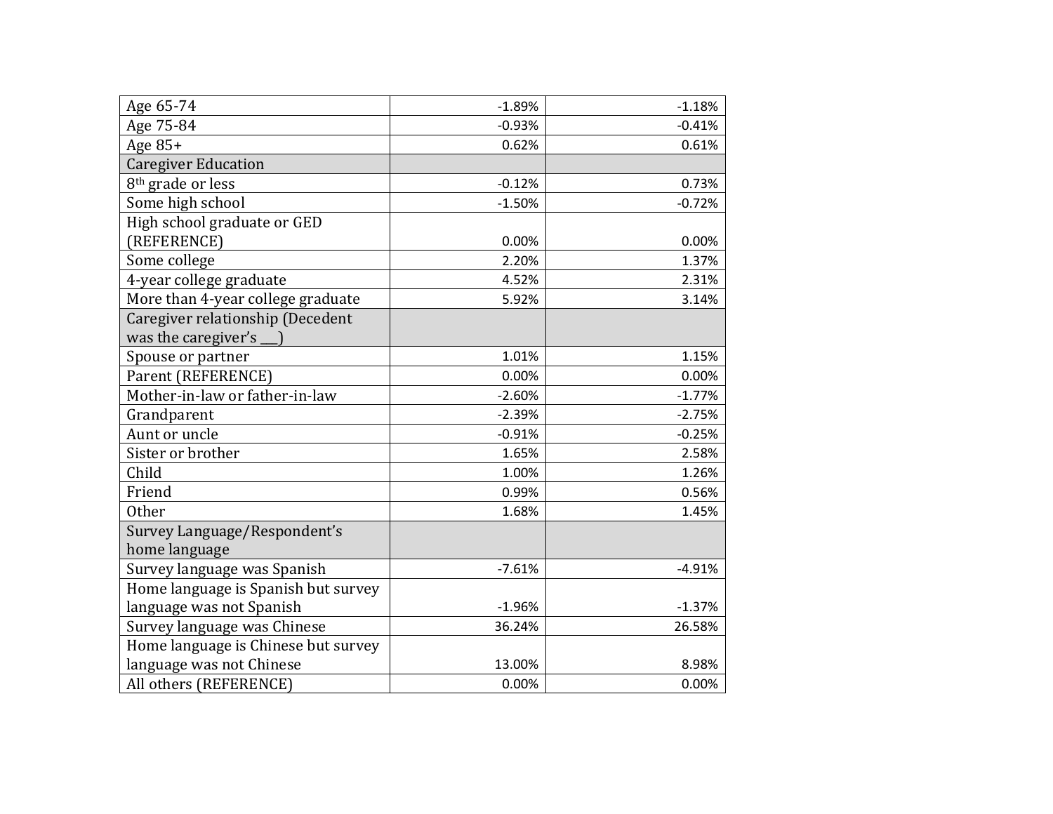| | | |
|---|---|---|
| Age 65-74 | -1.89% | -1.18% |
| Age 75-84 | -0.93% | -0.41% |
| Age 85+ | 0.62% | 0.61% |
| Caregiver Education | | |
| 8th grade or less | -0.12% | 0.73% |
| Some high school | -1.50% | -0.72% |
| High school graduate or GED (REFERENCE) | 0.00% | 0.00% |
| Some college | 2.20% | 1.37% |
| 4-year college graduate | 4.52% | 2.31% |
| More than 4-year college graduate | 5.92% | 3.14% |
| Caregiver relationship (Decedent was the caregiver's ___) | | |
| Spouse or partner | 1.01% | 1.15% |
| Parent (REFERENCE) | 0.00% | 0.00% |
| Mother-in-law or father-in-law | -2.60% | -1.77% |
| Grandparent | -2.39% | -2.75% |
| Aunt or uncle | -0.91% | -0.25% |
| Sister or brother | 1.65% | 2.58% |
| Child | 1.00% | 1.26% |
| Friend | 0.99% | 0.56% |
| Other | 1.68% | 1.45% |
| Survey Language/Respondent's home language | | |
| Survey language was Spanish | -7.61% | -4.91% |
| Home language is Spanish but survey language was not Spanish | -1.96% | -1.37% |
| Survey language was Chinese | 36.24% | 26.58% |
| Home language is Chinese but survey language was not Chinese | 13.00% | 8.98% |
| All others (REFERENCE) | 0.00% | 0.00% |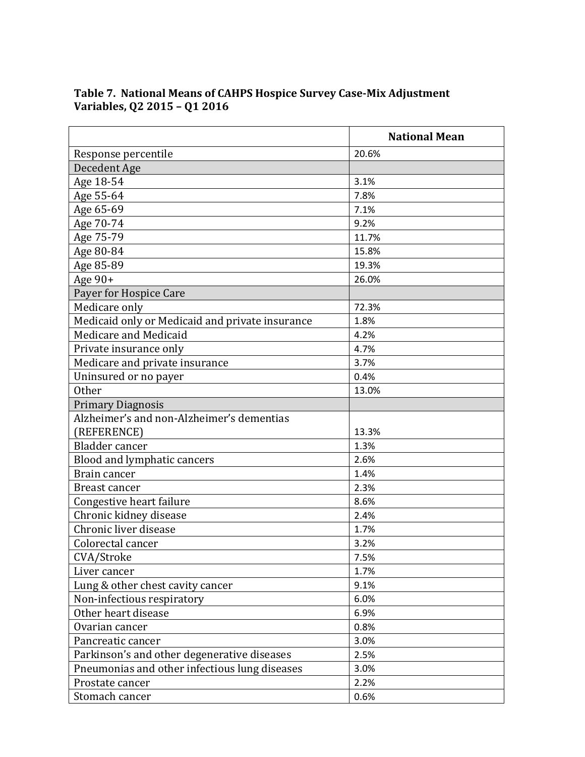**Table 7. National Means of CAHPS Hospice Survey Case-Mix Adjustment Variables, Q2 2015 – Q1 2016**

| | National Mean |
|---|---|
| Response percentile | 20.6% |
| Decedent Age | |
| Age 18-54 | 3.1% |
| Age 55-64 | 7.8% |
| Age 65-69 | 7.1% |
| Age 70-74 | 9.2% |
| Age 75-79 | 11.7% |
| Age 80-84 | 15.8% |
| Age 85-89 | 19.3% |
| Age 90+ | 26.0% |
| Payer for Hospice Care | |
| Medicare only | 72.3% |
| Medicaid only or Medicaid and private insurance | 1.8% |
| Medicare and Medicaid | 4.2% |
| Private insurance only | 4.7% |
| Medicare and private insurance | 3.7% |
| Uninsured or no payer | 0.4% |
| Other | 13.0% |
| Primary Diagnosis | |
| Alzheimer's and non-Alzheimer's dementias (REFERENCE) | 13.3% |
| Bladder cancer | 1.3% |
| Blood and lymphatic cancers | 2.6% |
| Brain cancer | 1.4% |
| Breast cancer | 2.3% |
| Congestive heart failure | 8.6% |
| Chronic kidney disease | 2.4% |
| Chronic liver disease | 1.7% |
| Colorectal cancer | 3.2% |
| CVA/Stroke | 7.5% |
| Liver cancer | 1.7% |
| Lung & other chest cavity cancer | 9.1% |
| Non-infectious respiratory | 6.0% |
| Other heart disease | 6.9% |
| Ovarian cancer | 0.8% |
| Pancreatic cancer | 3.0% |
| Parkinson's and other degenerative diseases | 2.5% |
| Pneumonias and other infectious lung diseases | 3.0% |
| Prostate cancer | 2.2% |
| Stomach cancer | 0.6% |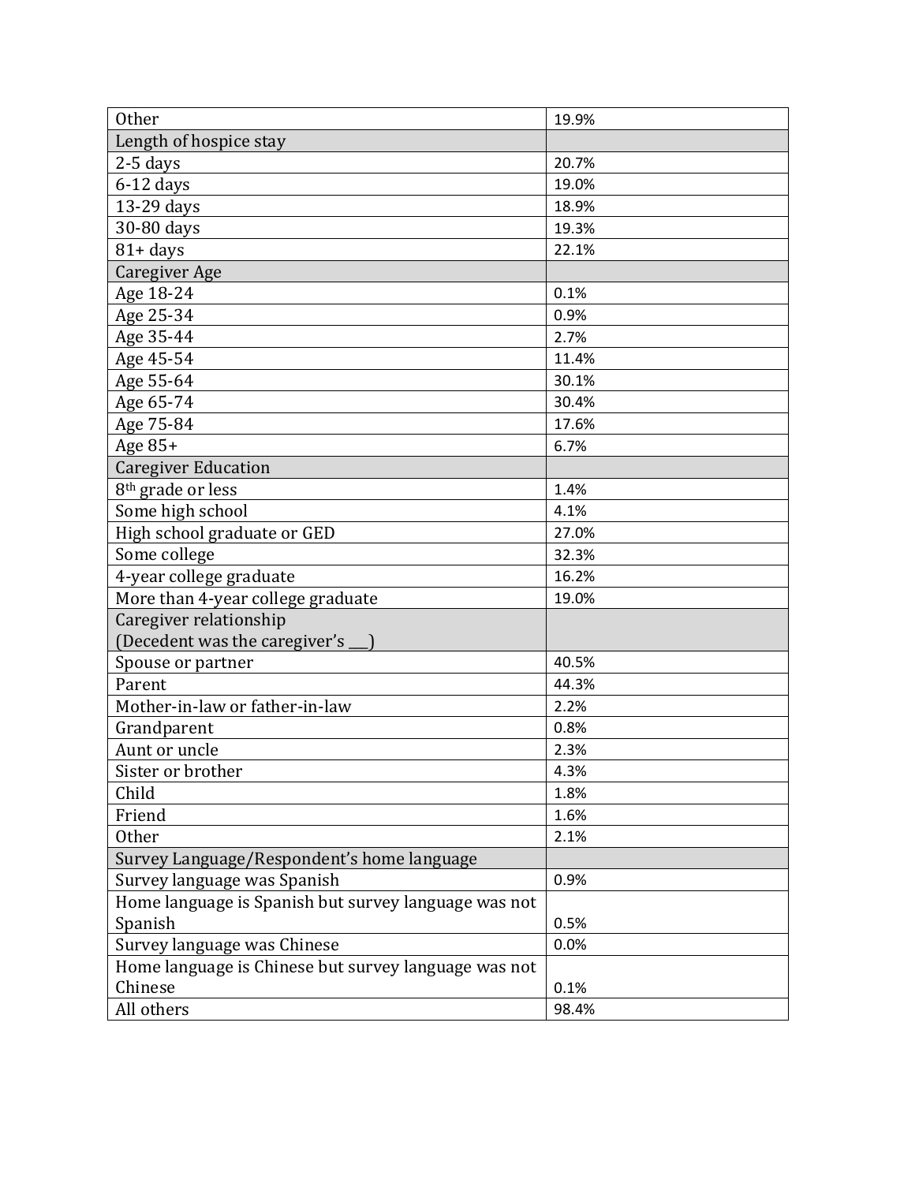| | |
|---|---|
| Other | 19.9% |
| Length of hospice stay | |
| 2-5 days | 20.7% |
| 6-12 days | 19.0% |
| 13-29 days | 18.9% |
| 30-80 days | 19.3% |
| 81+ days | 22.1% |
| Caregiver Age | |
| Age 18-24 | 0.1% |
| Age 25-34 | 0.9% |
| Age 35-44 | 2.7% |
| Age 45-54 | 11.4% |
| Age 55-64 | 30.1% |
| Age 65-74 | 30.4% |
| Age 75-84 | 17.6% |
| Age 85+ | 6.7% |
| Caregiver Education | |
| 8th grade or less | 1.4% |
| Some high school | 4.1% |
| High school graduate or GED | 27.0% |
| Some college | 32.3% |
| 4-year college graduate | 16.2% |
| More than 4-year college graduate | 19.0% |
| Caregiver relationship (Decedent was the caregiver's ___) | |
| Spouse or partner | 40.5% |
| Parent | 44.3% |
| Mother-in-law or father-in-law | 2.2% |
| Grandparent | 0.8% |
| Aunt or uncle | 2.3% |
| Sister or brother | 4.3% |
| Child | 1.8% |
| Friend | 1.6% |
| Other | 2.1% |
| Survey Language/Respondent's home language | |
| Survey language was Spanish | 0.9% |
| Home language is Spanish but survey language was not Spanish | 0.5% |
| Survey language was Chinese | 0.0% |
| Home language is Chinese but survey language was not Chinese | 0.1% |
| All others | 98.4% |